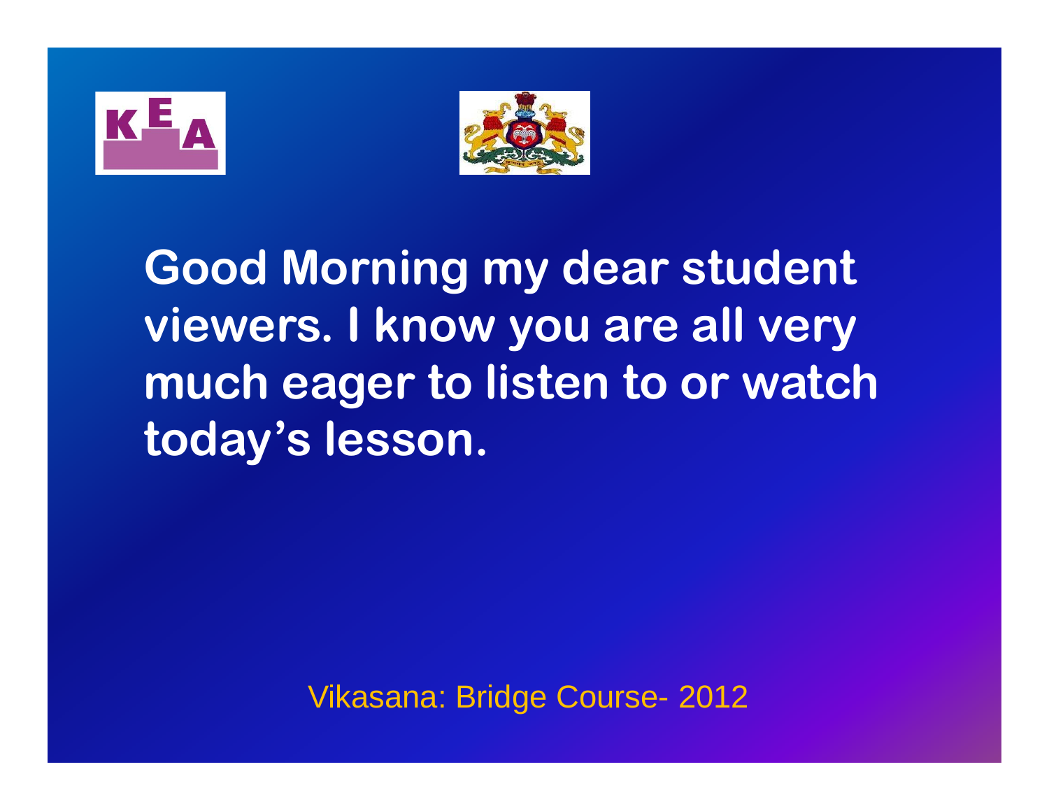**Good Morning my dear student viewers. I know you are all very much eager to listen to or watch today's lesson.**

Vikasana: Bridge Course- 2012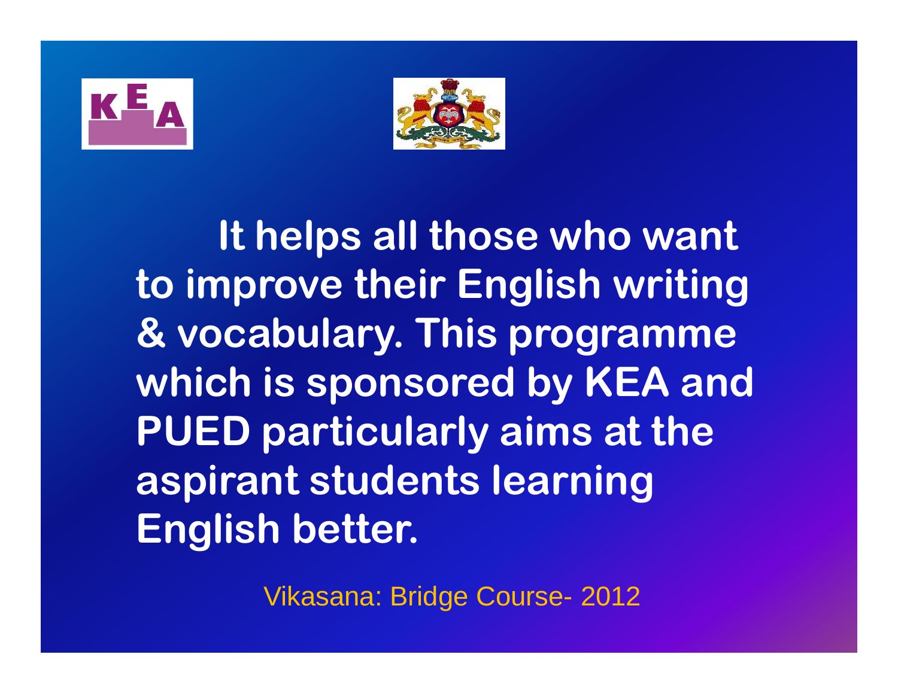**It helps all those who want to improve their English writing & vocabulary. This programme which is sponsored by KEA and PUED particularly aims at the aspirant students learning English better.**

Vikasana: Bridge Course- 2012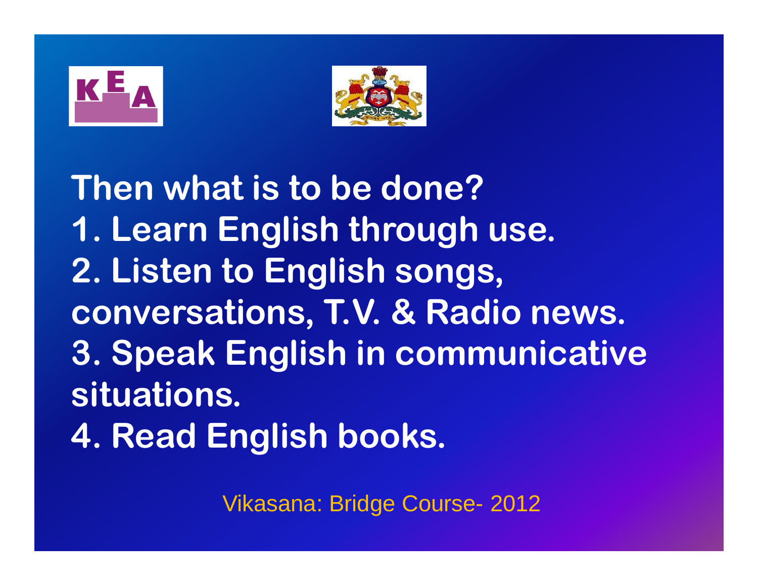Then what is to be done?

1. Learn English through use.
2. Listen to English songs, conversations, T.V. & Radio news.
3. Speak English in communicative situations.
4. Read English books.

Vikasana: Bridge Course- 2012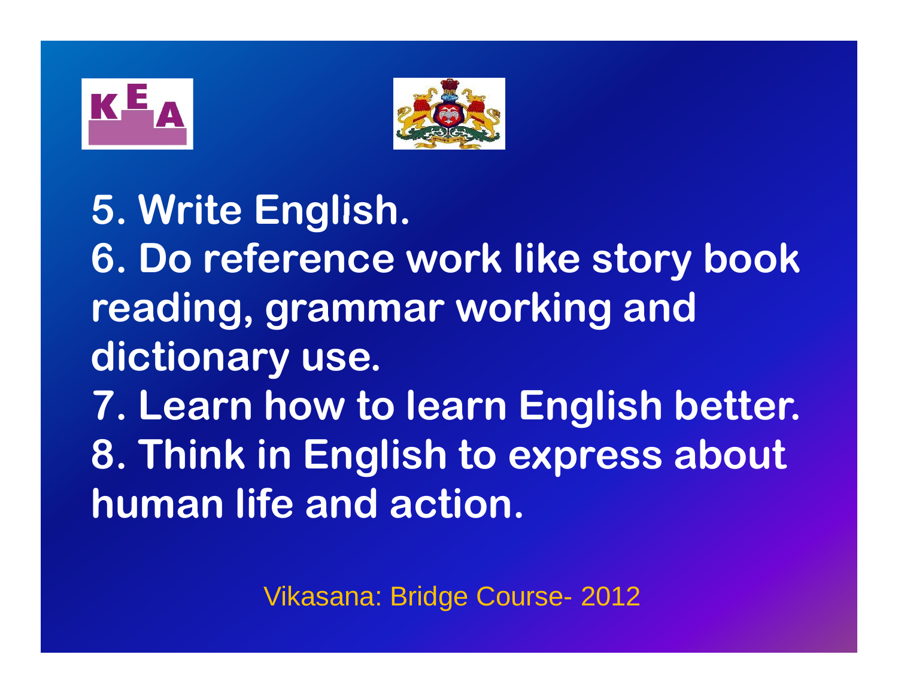5. Write English.
6. Do reference work like story book reading, grammar working and dictionary use.
7. Learn how to learn English better.
8. Think in English to express about human life and action.

Vikasana: Bridge Course- 2012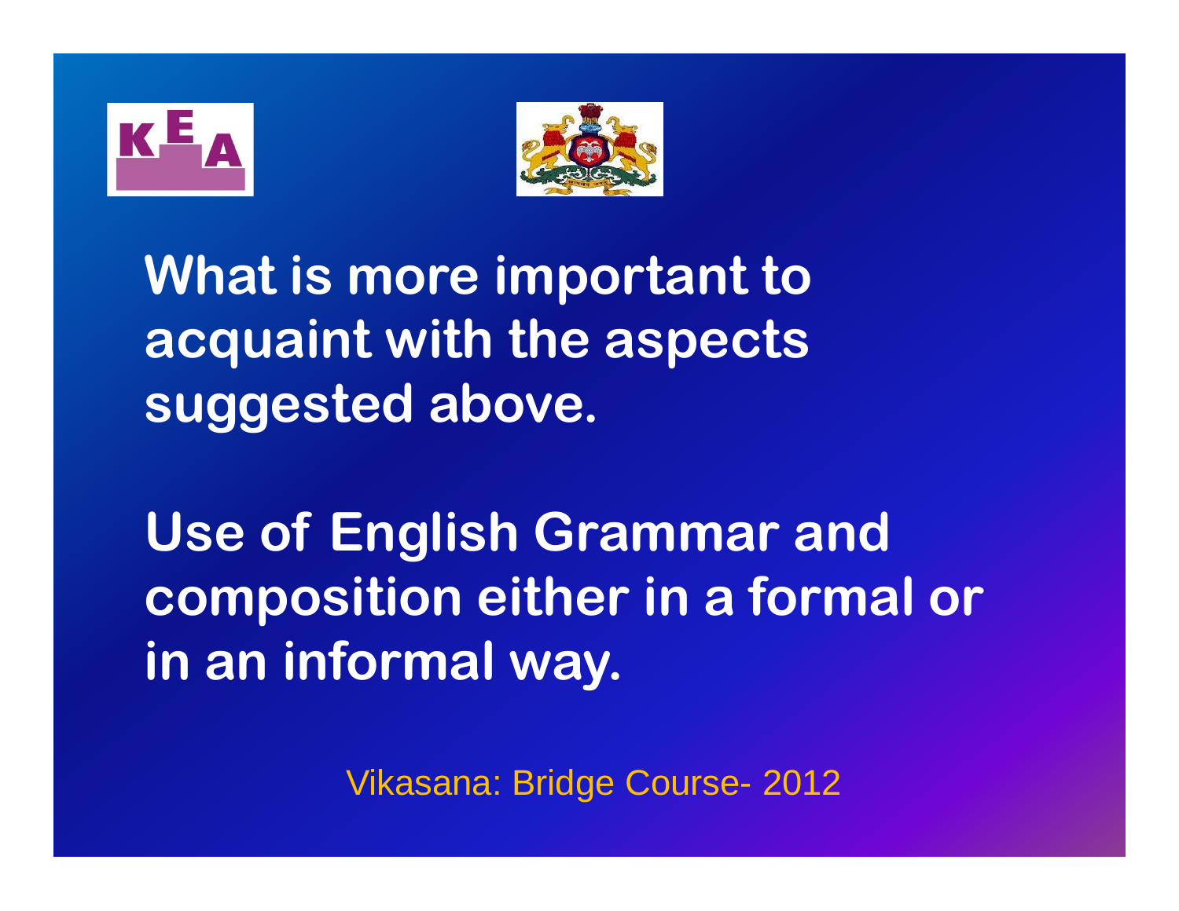**What is more important to acquaint with the aspects suggested above.**

**Use of English Grammar and composition either in a formal or in an informal way.**

Vikasana: Bridge Course- 2012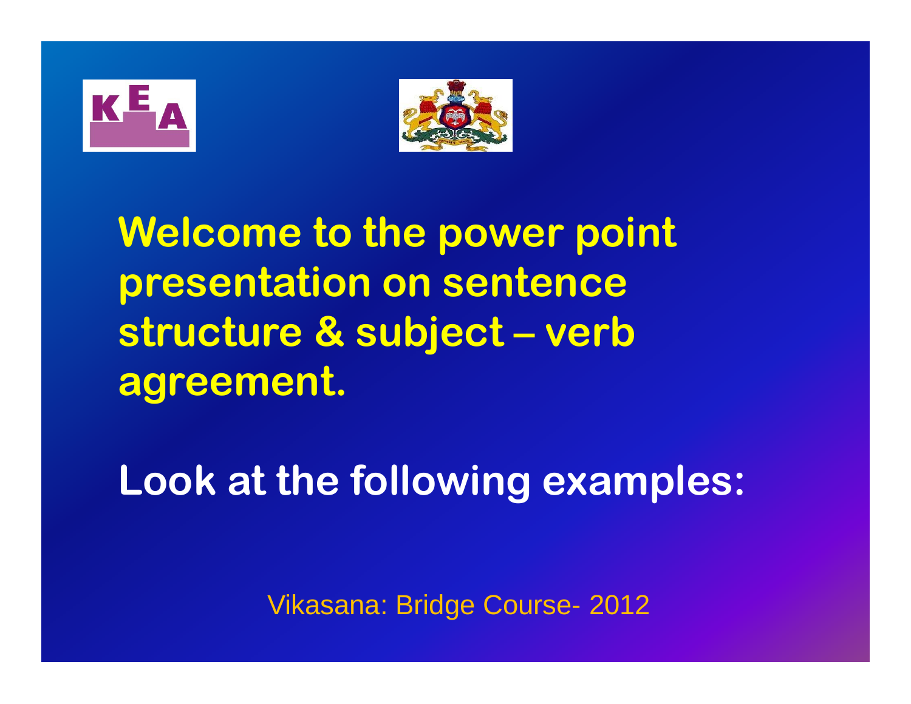**Welcome to the power point presentation on sentence structure & subject – verb agreement.**

**Look at the following examples:**

Vikasana: Bridge Course- 2012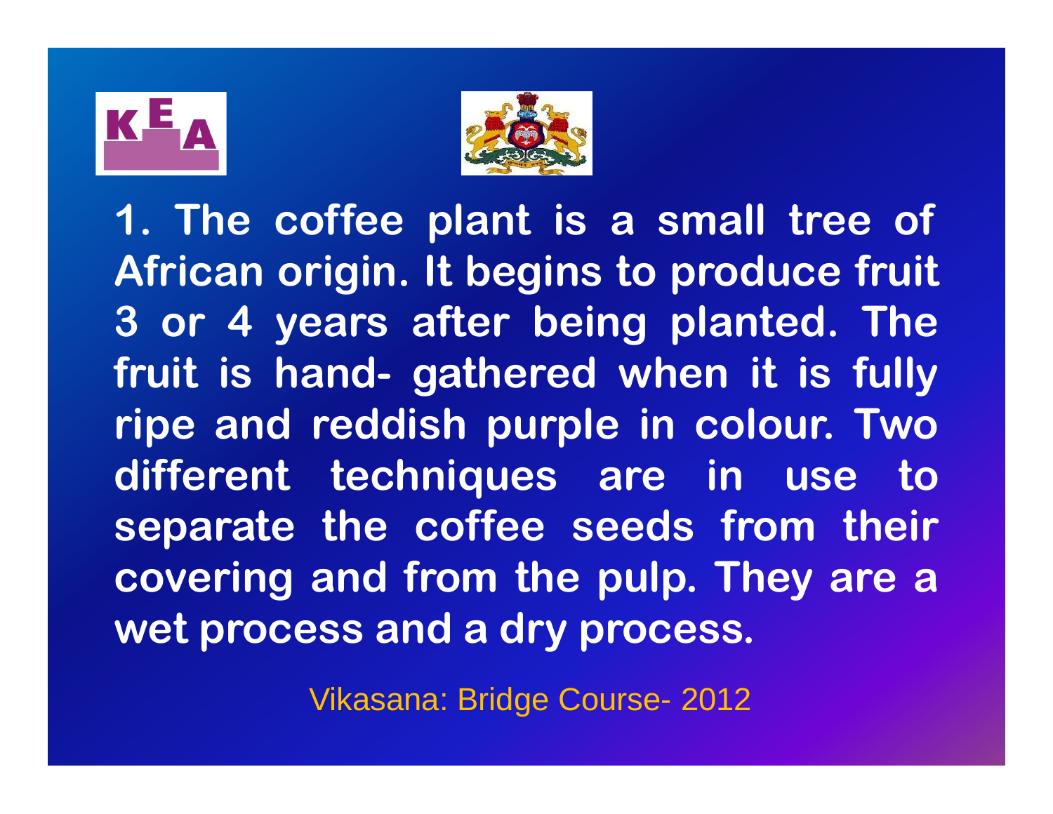1. The coffee plant is a small tree of African origin. It begins to produce fruit 3 or 4 years after being planted. The fruit is hand- gathered when it is fully ripe and reddish purple in colour. Two different techniques are in use to separate the coffee seeds from their covering and from the pulp. They are a wet process and a dry process.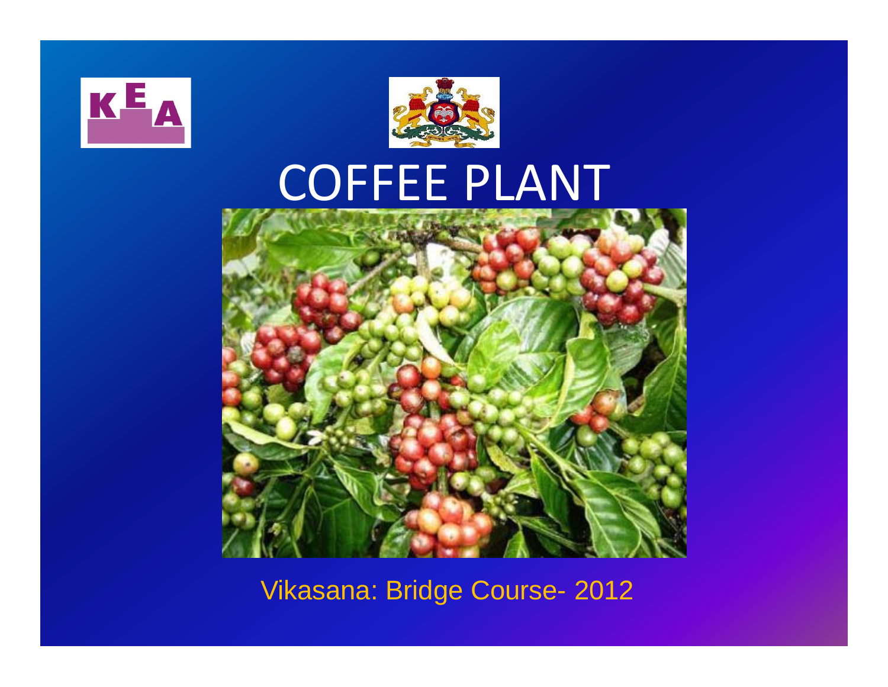# COFFEE PLANT

Vikasana: Bridge Course- 2012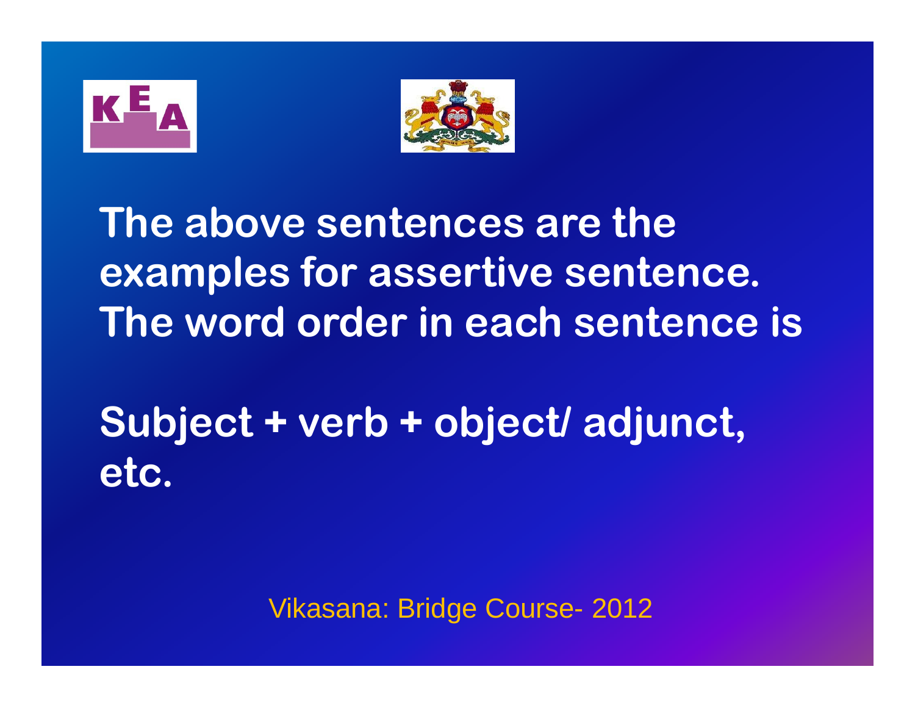**The above sentences are the examples for assertive sentence. The word order in each sentence is**

**Subject + verb + object/ adjunct, etc.**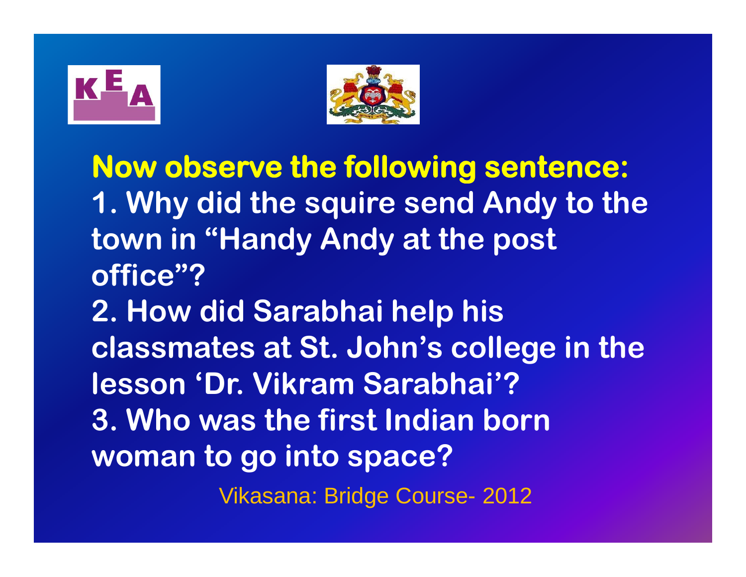**Now observe the following sentence:**

1. Why did the squire send Andy to the town in "Handy Andy at the post office"?
2. How did Sarabhai help his classmates at St. John's college in the lesson 'Dr. Vikram Sarabhai'?
3. Who was the first Indian born woman to go into space?

Vikasana: Bridge Course- 2012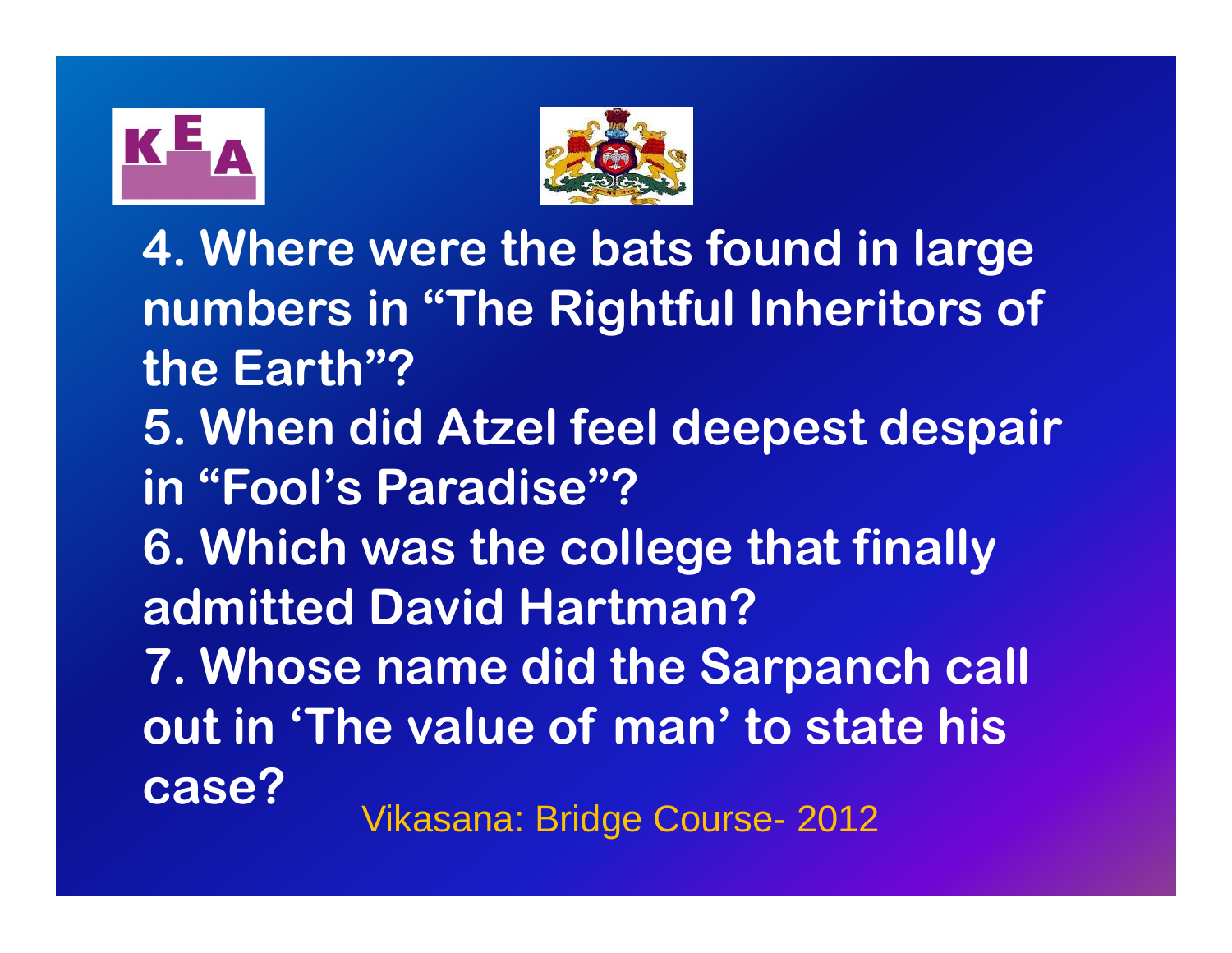4. Where were the bats found in large numbers in "The Rightful Inheritors of the Earth"?

5. When did Atzel feel deepest despair in "Fool's Paradise"?

6. Which was the college that finally admitted David Hartman?

7. Whose name did the Sarpanch call out in 'The value of man' to state his case?

Vikasana: Bridge Course- 2012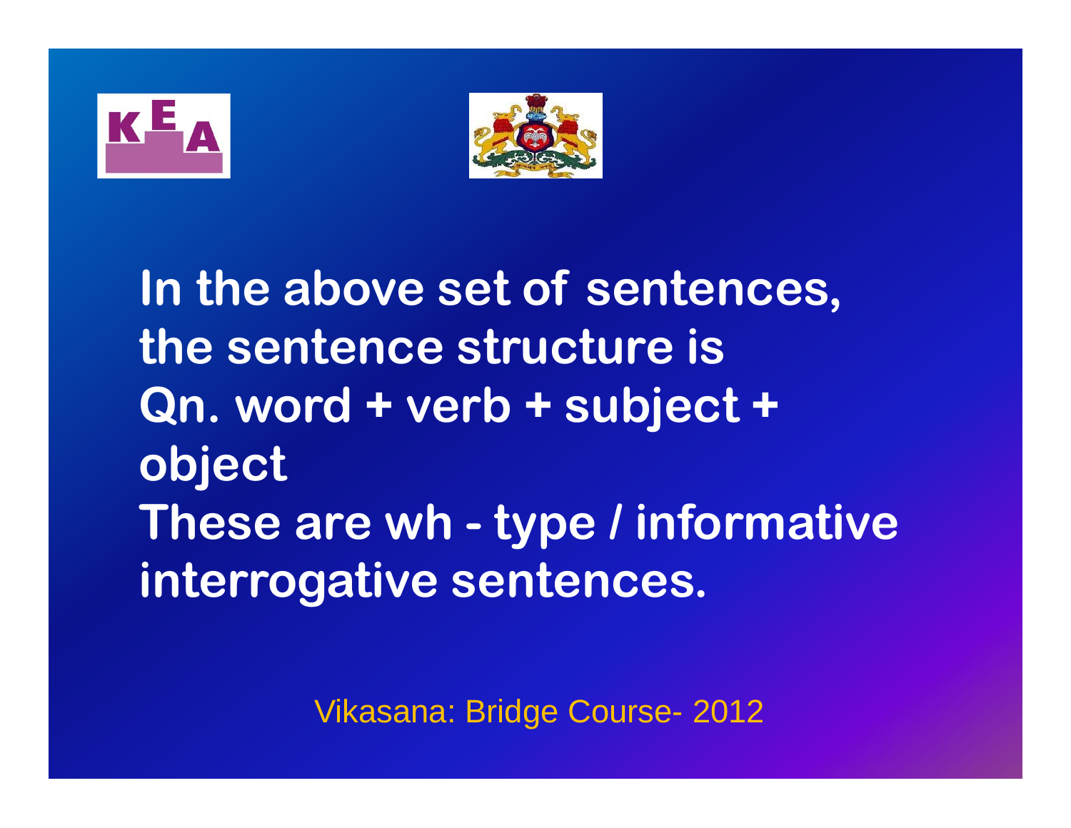In the above set of sentences, the sentence structure is Qn. word + verb + subject + object

These are wh - type / informative interrogative sentences.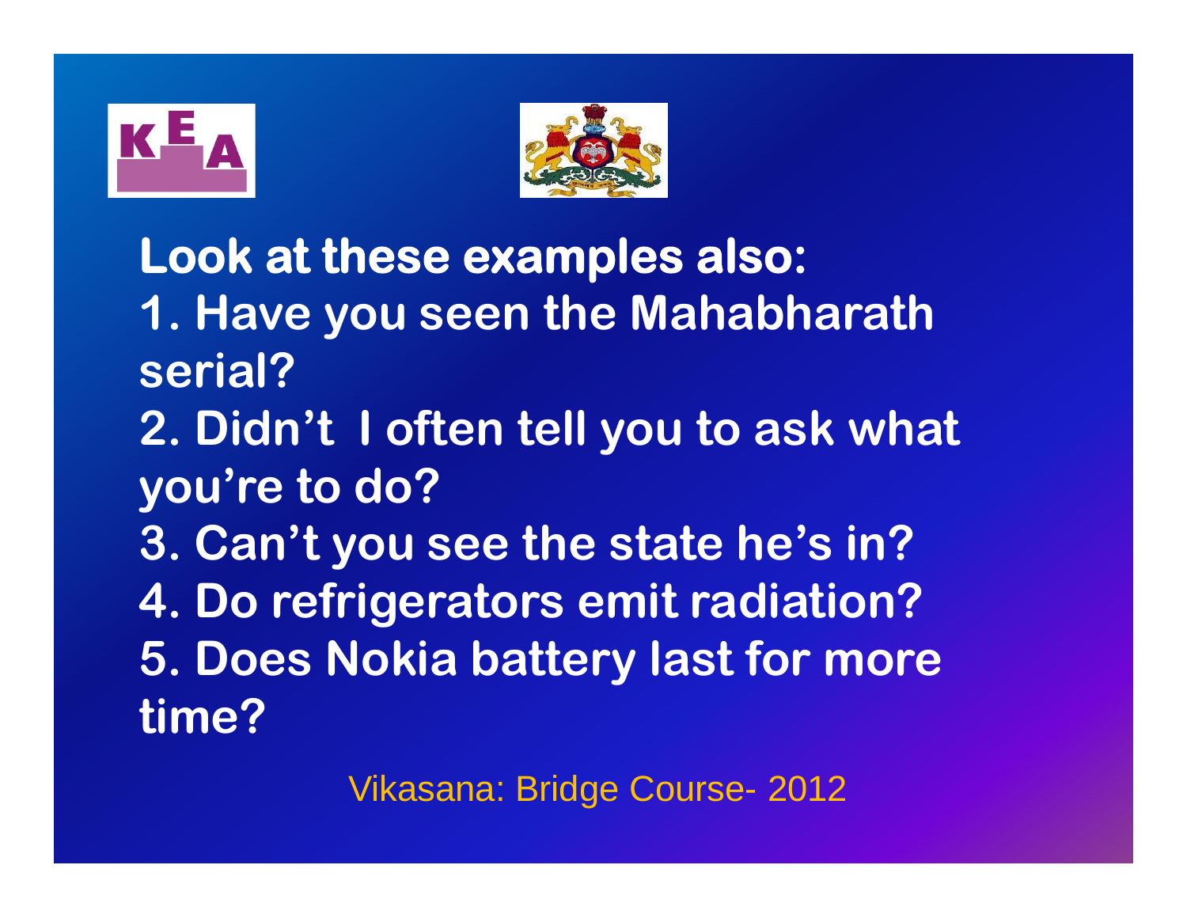**Look at these examples also:**

1. **Have you seen the Mahabharath serial?**
2. **Didn't I often tell you to ask what you're to do?**
3. **Can't you see the state he's in?**
4. **Do refrigerators emit radiation?**
5. **Does Nokia battery last for more time?**

Vikasana: Bridge Course- 2012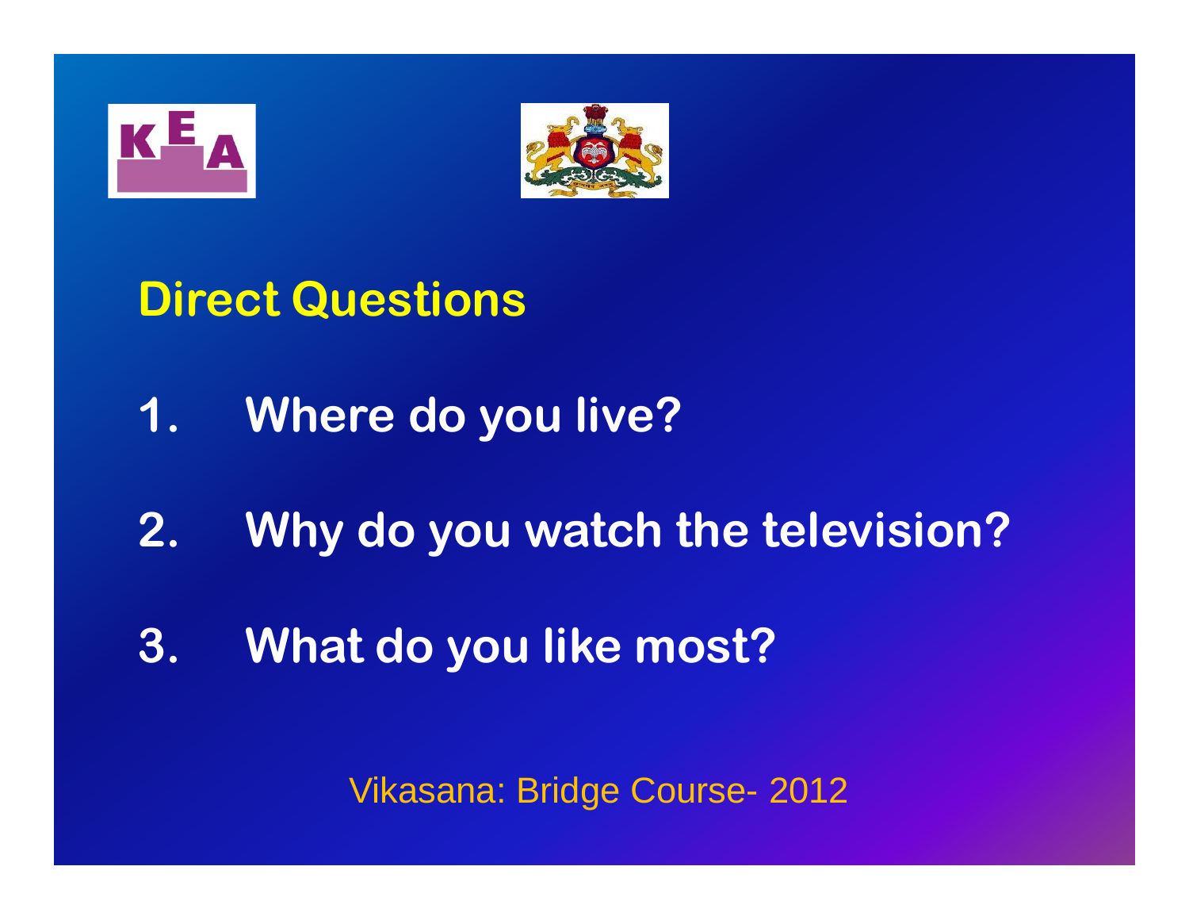## Direct Questions

1. Where do you live?
2. Why do you watch the television?
3. What do you like most?

Vikasana: Bridge Course- 2012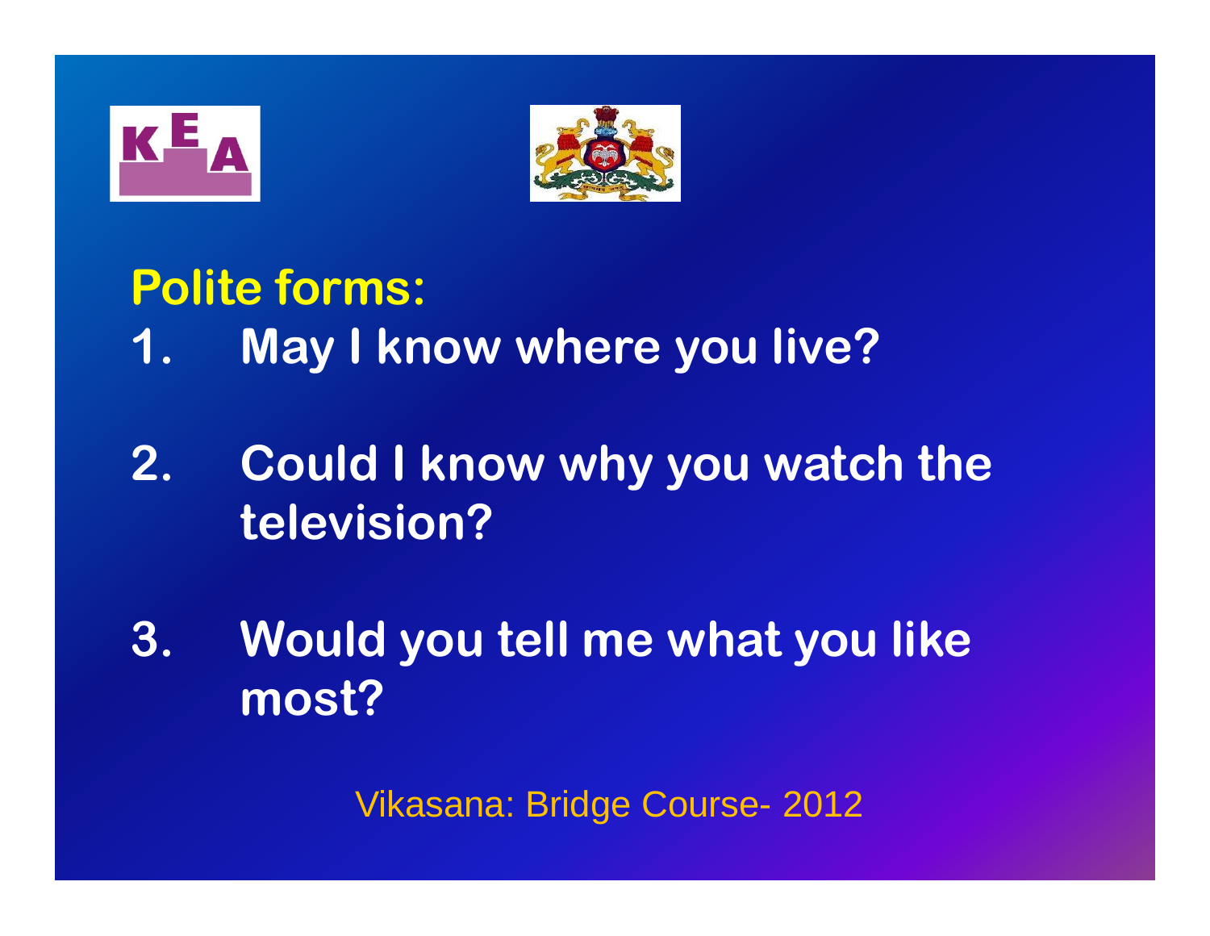## Polite forms:

1. May I know where you live?

2. Could I know why you watch the television?

3. Would you tell me what you like most?

Vikasana: Bridge Course- 2012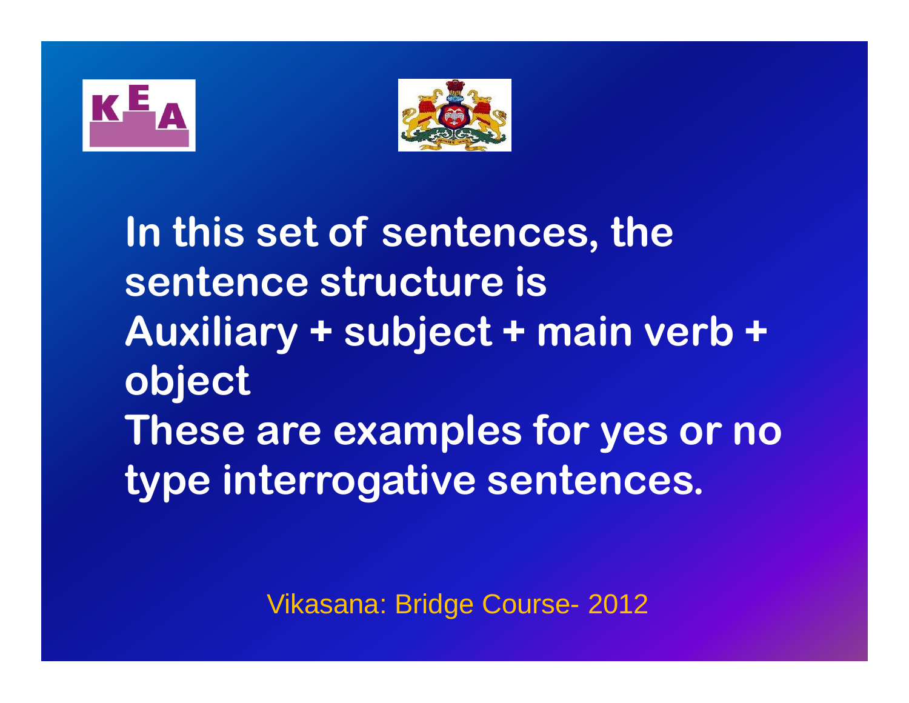In this set of sentences, the sentence structure is Auxiliary + subject + main verb + object

These are examples for yes or no type interrogative sentences.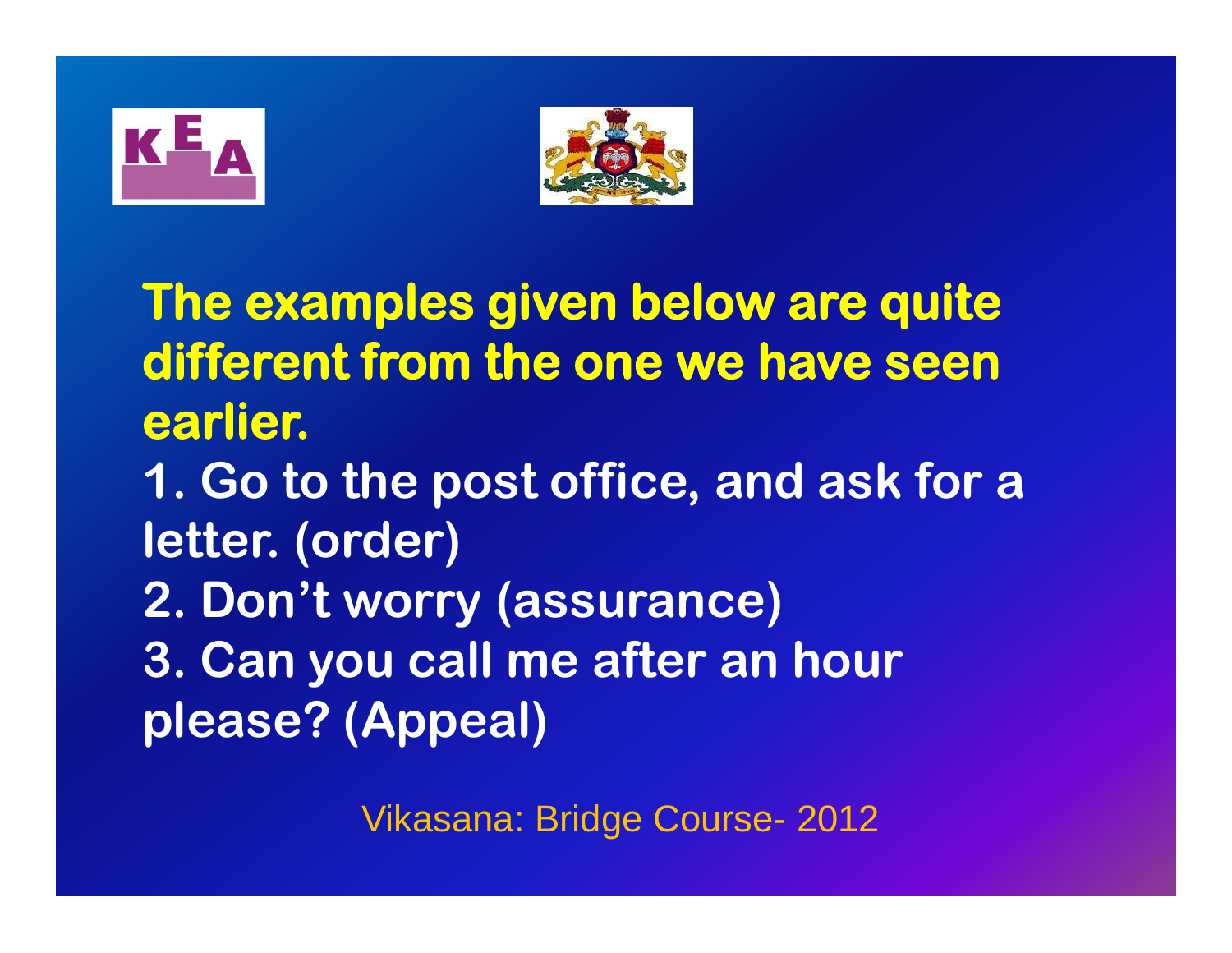**The examples given below are quite different from the one we have seen earlier.**

1. Go to the post office, and ask for a letter. (order)
2. Don't worry (assurance)
3. Can you call me after an hour please? (Appeal)

Vikasana: Bridge Course- 2012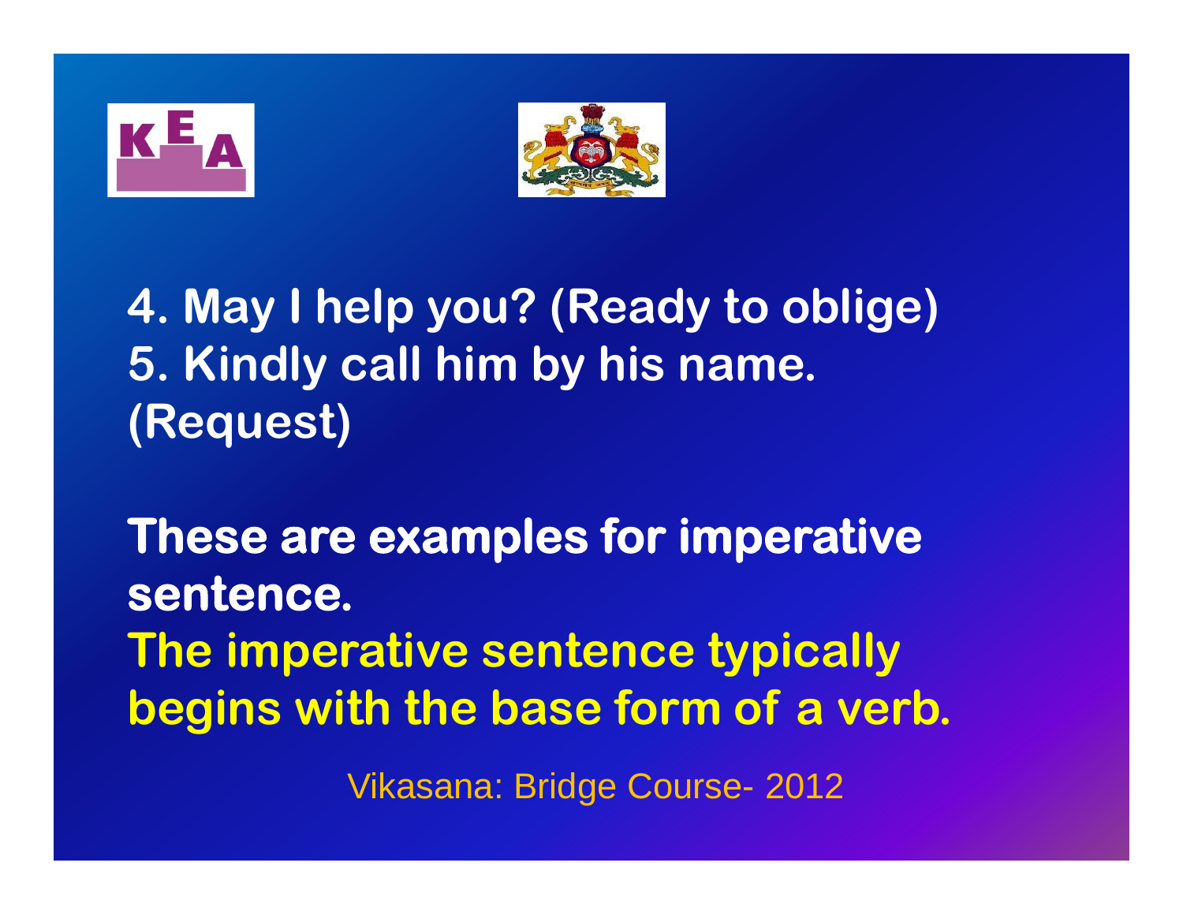4. May I help you? (Ready to oblige)
5. Kindly call him by his name. (Request)

**These are examples for imperative sentence.**

**The imperative sentence typically begins with the base form of a verb.**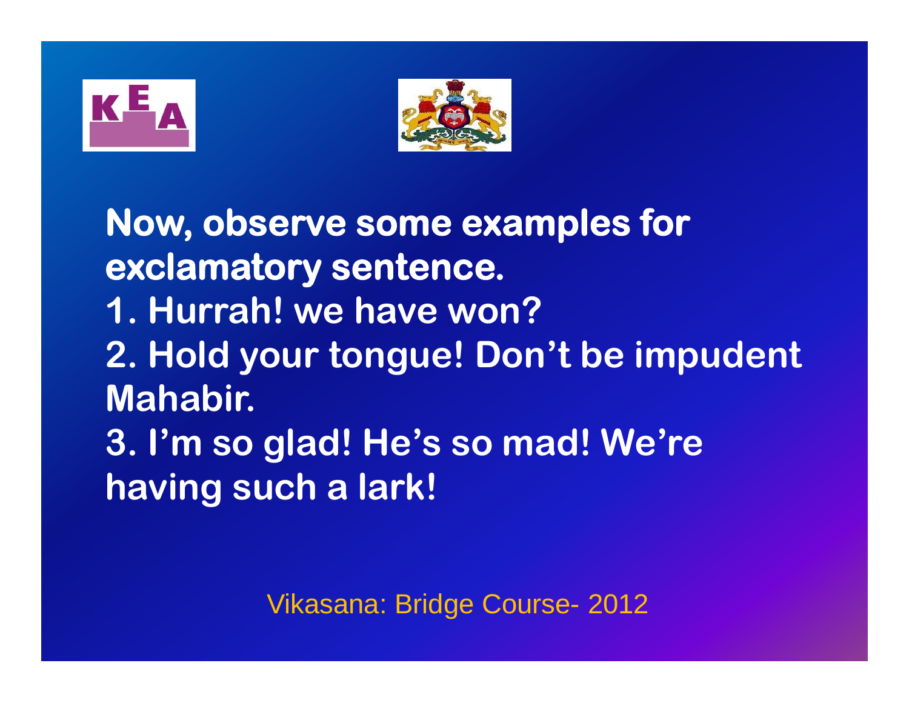**Now, observe some examples for exclamatory sentence.**

1. **Hurrah! we have won?**
2. **Hold your tongue! Don't be impudent Mahabir.**
3. **I'm so glad! He's so mad! We're having such a lark!**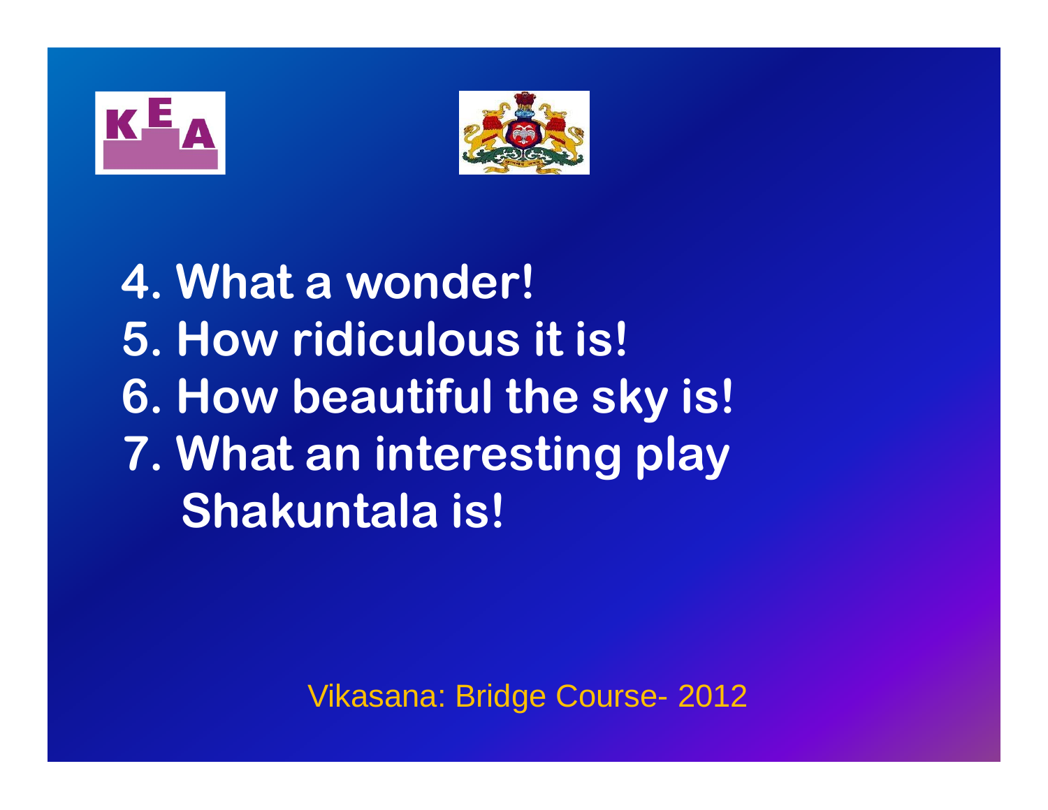4. What a wonder!
5. How ridiculous it is!
6. How beautiful the sky is!
7. What an interesting play Shakuntala is!

Vikasana: Bridge Course- 2012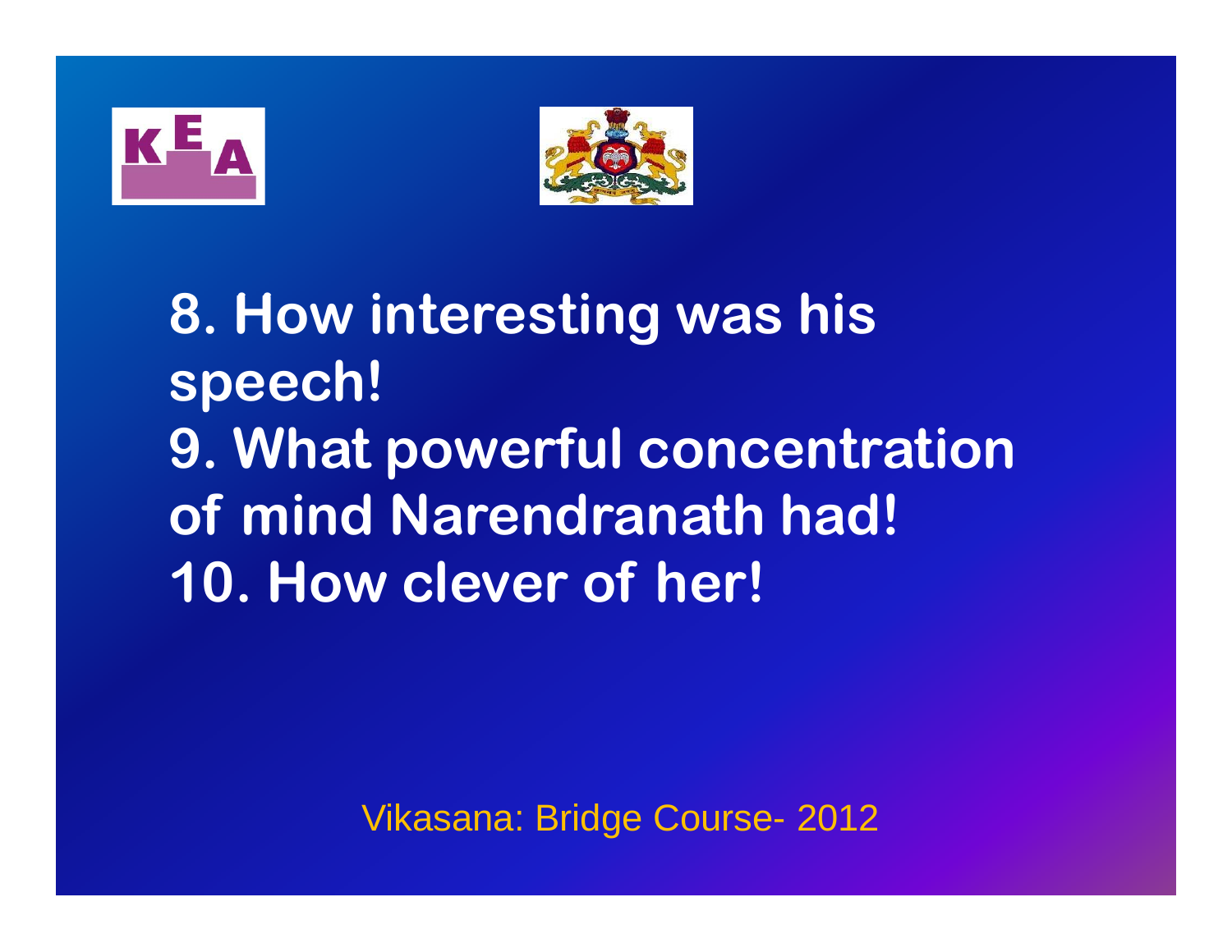8. How interesting was his speech!
9. What powerful concentration of mind Narendranath had!
10. How clever of her!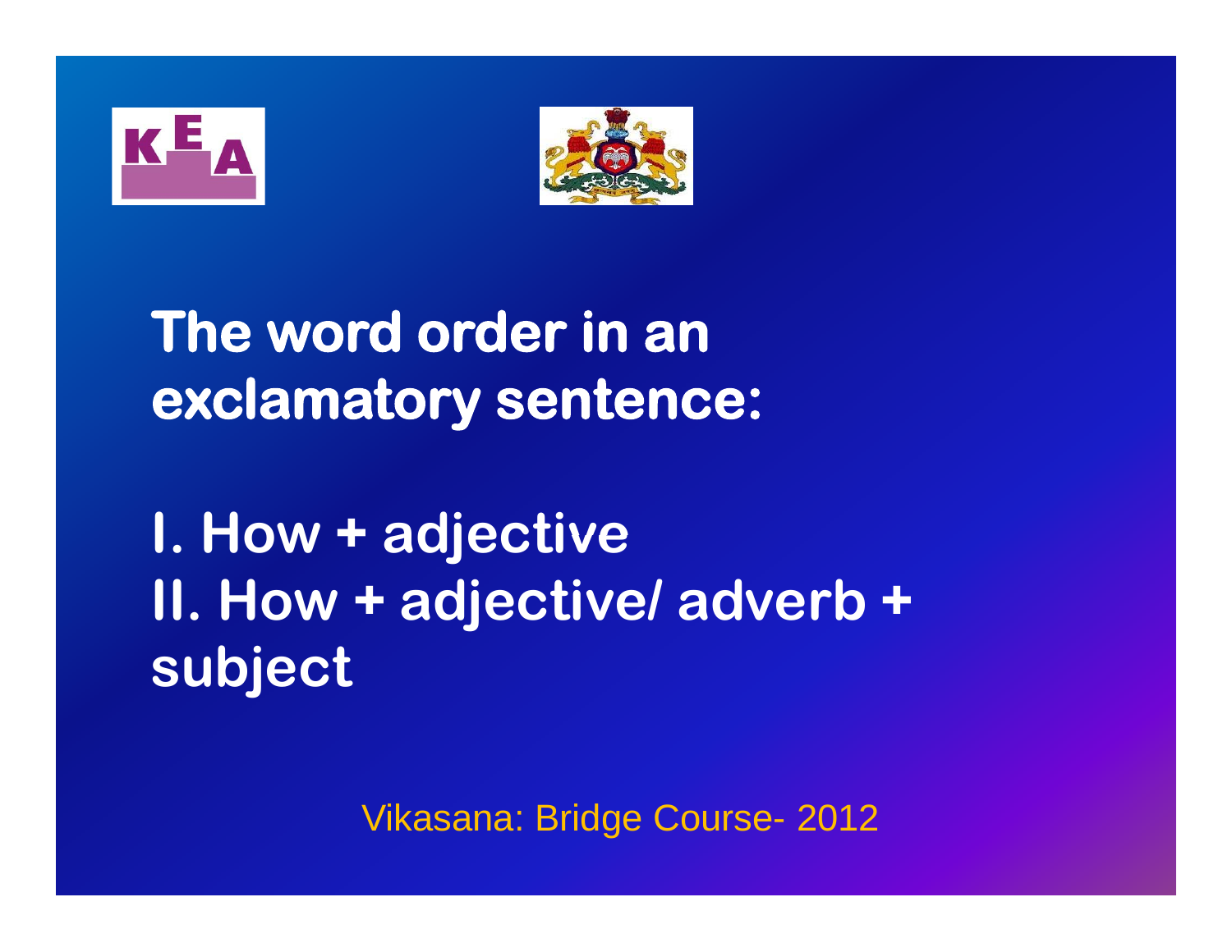# The word order in an exclamatory sentence:

**I. How + adjective**

**II. How + adjective/ adverb + subject**

Vikasana: Bridge Course- 2012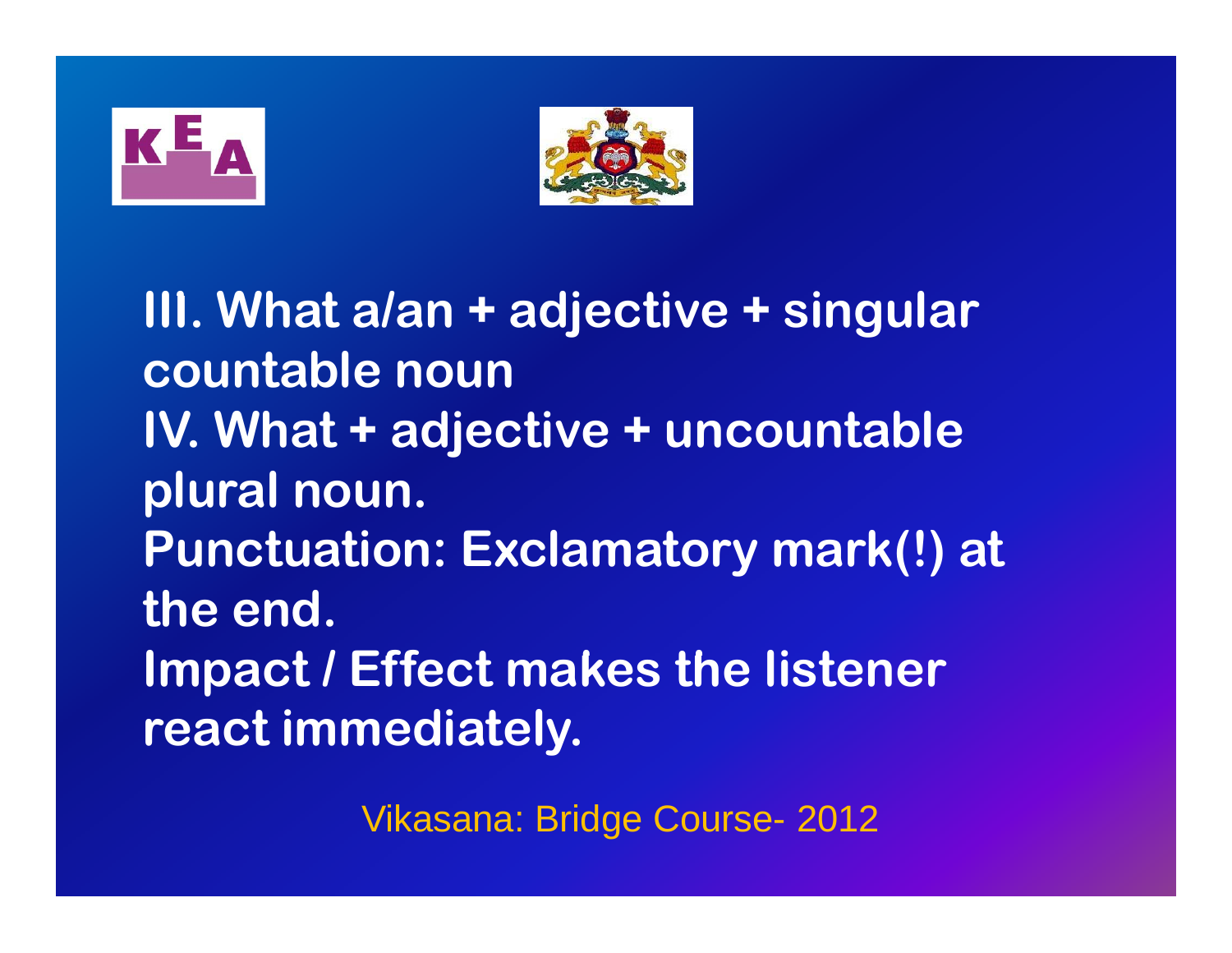III. What a/an + adjective + singular countable noun

IV. What + adjective + uncountable plural noun.

Punctuation: Exclamatory mark(!) at the end.

Impact / Effect makes the listener react immediately.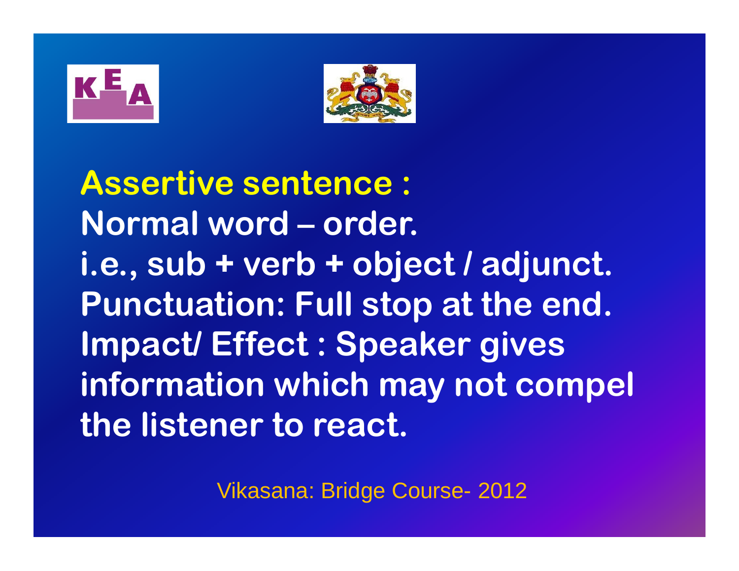## Assertive sentence :

**Normal word – order.**

**i.e., sub + verb + object / adjunct.**

**Punctuation: Full stop at the end.**

**Impact/ Effect : Speaker gives information which may not compel the listener to react.**

Vikasana: Bridge Course- 2012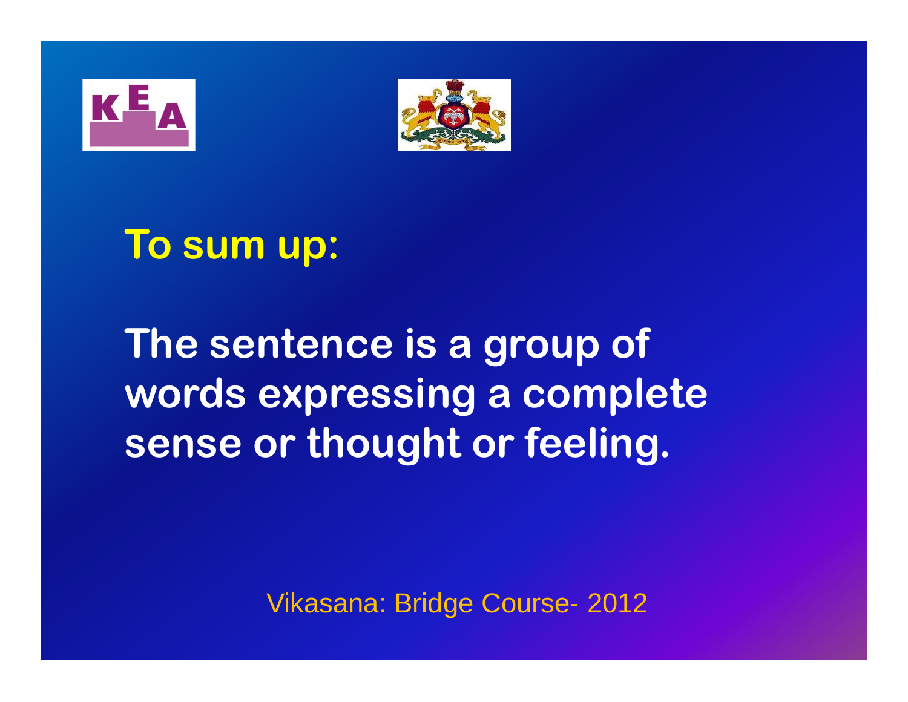## To sum up:

**The sentence is a group of words expressing a complete sense or thought or feeling.**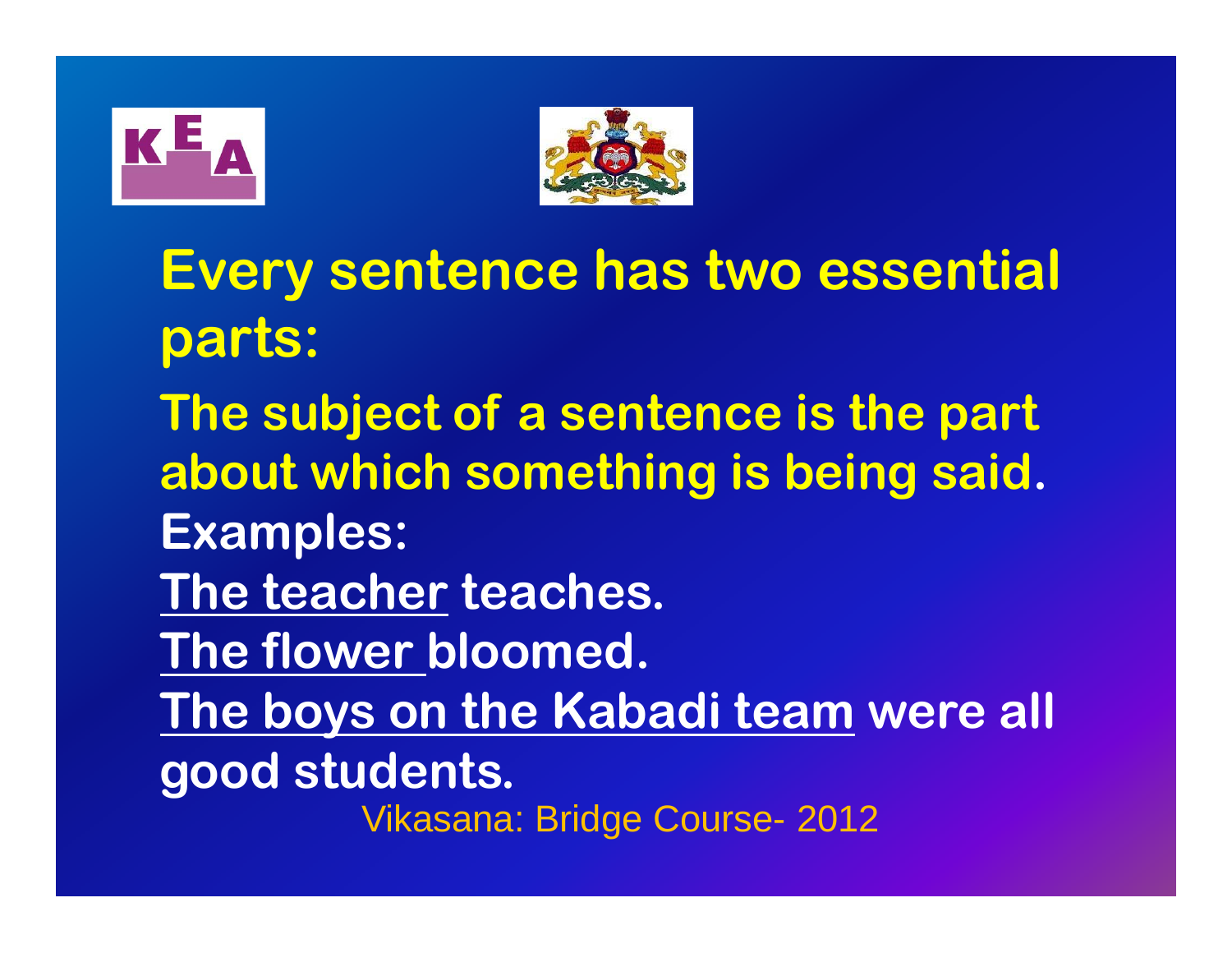**Every sentence has two essential parts:**

**The subject of a sentence is the part about which something is being said.**

**Examples:**

**<u>The teacher</u> teaches.**

**<u>The flower</u> bloomed.**

**<u>The boys on the Kabadi team</u> were all good students.**

Vikasana: Bridge Course- 2012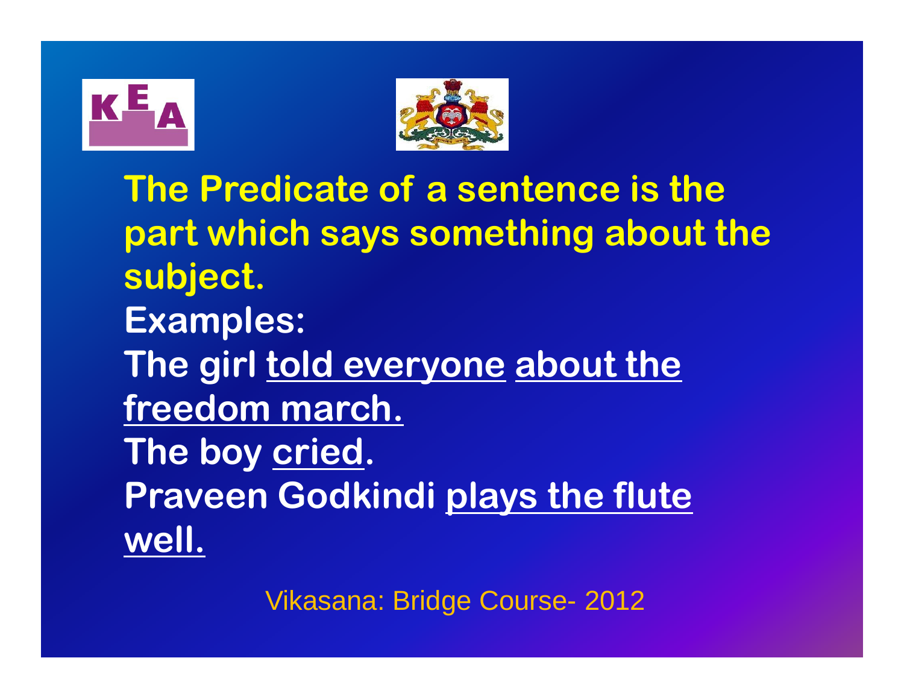**The Predicate of a sentence is the part which says something about the subject.**

**Examples:**

The girl told everyone about the freedom march.

The boy cried.

Praveen Godkindi plays the flute well.

Vikasana: Bridge Course- 2012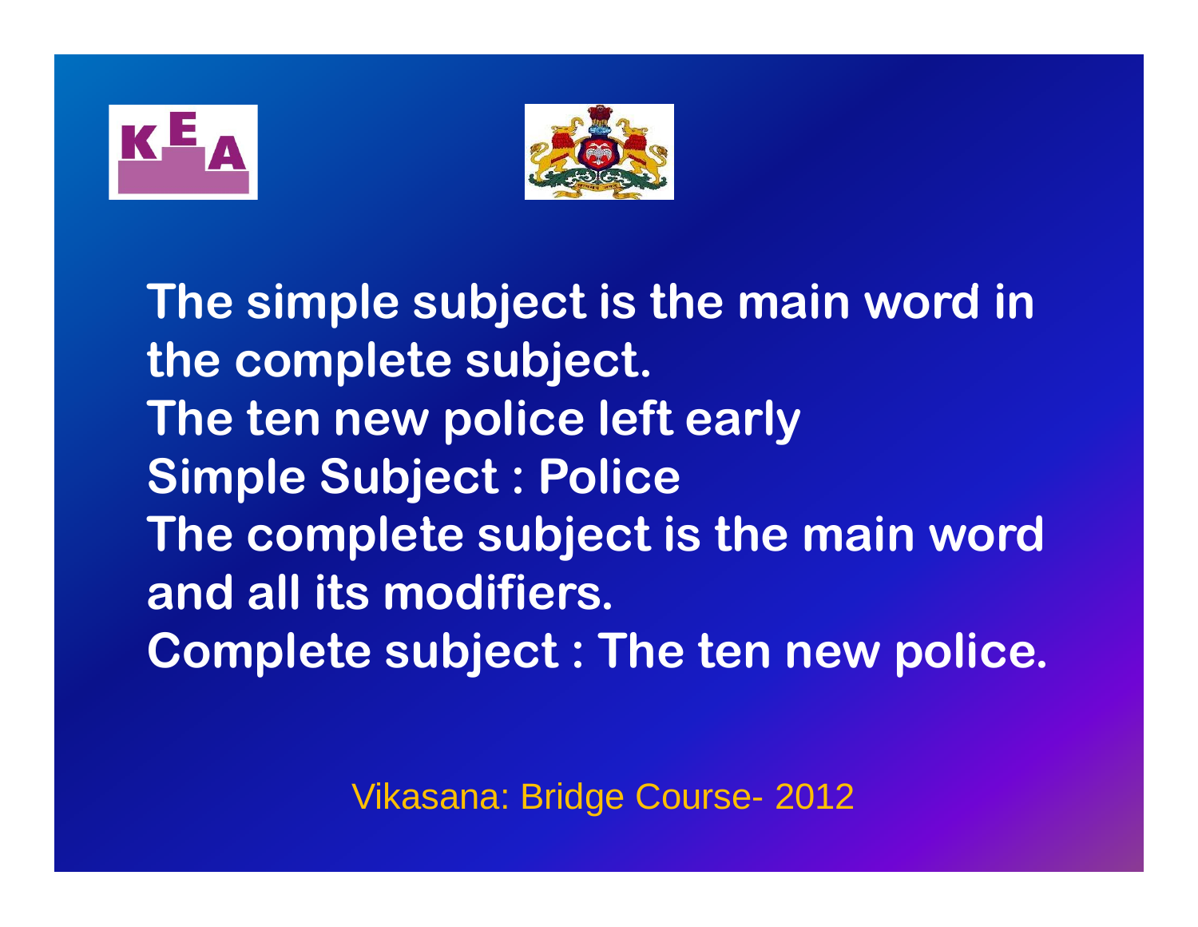The simple subject is the main word in the complete subject.

The ten new police left early

Simple Subject : Police

The complete subject is the main word and all its modifiers.

Complete subject : The ten new police.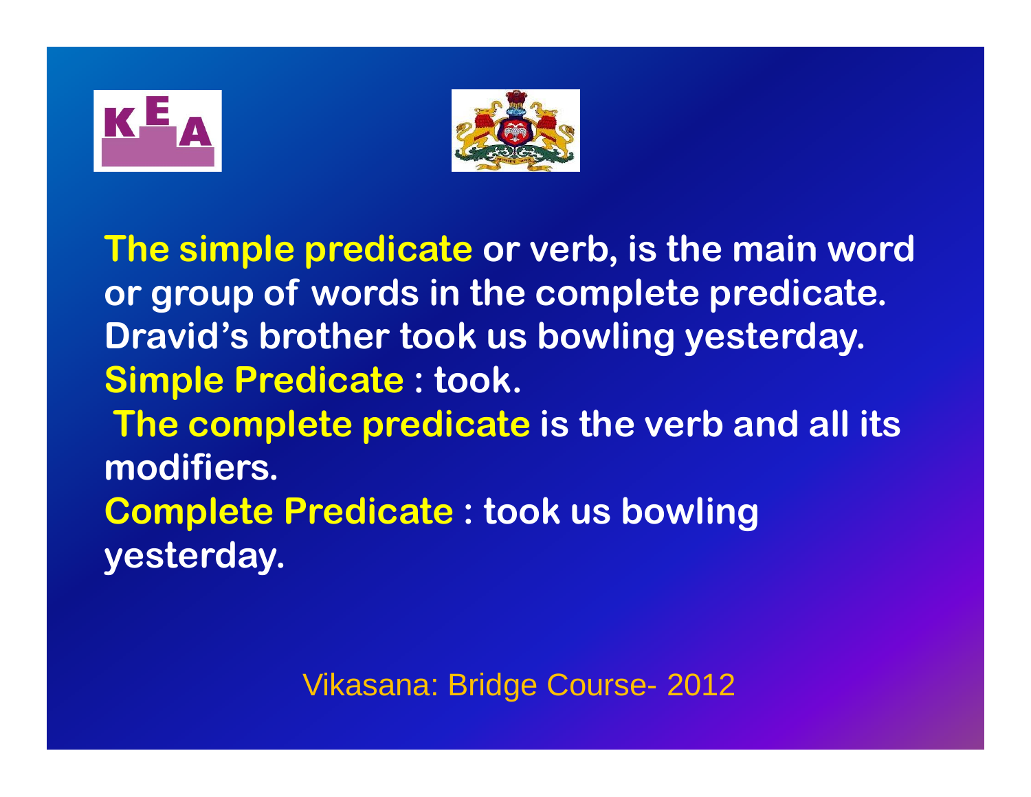**The simple predicate** or verb, is the main word or group of words in the complete predicate.

Dravid's brother took us bowling yesterday.

**Simple Predicate** : took.

**The complete predicate** is the verb and all its modifiers.

**Complete Predicate** : took us bowling yesterday.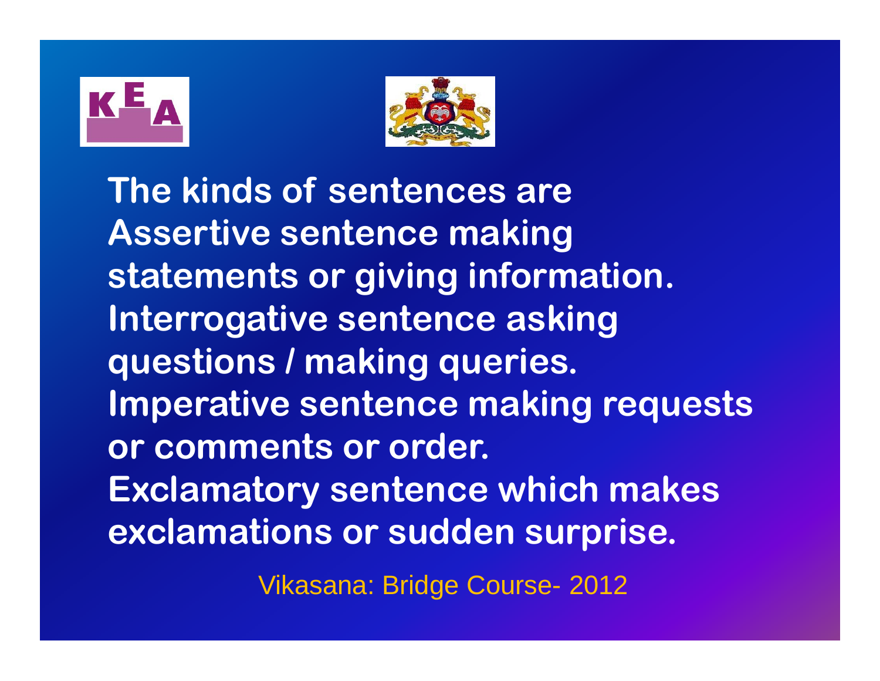The kinds of sentences are Assertive sentence making statements or giving information. Interrogative sentence asking questions / making queries. Imperative sentence making requests or comments or order. Exclamatory sentence which makes exclamations or sudden surprise.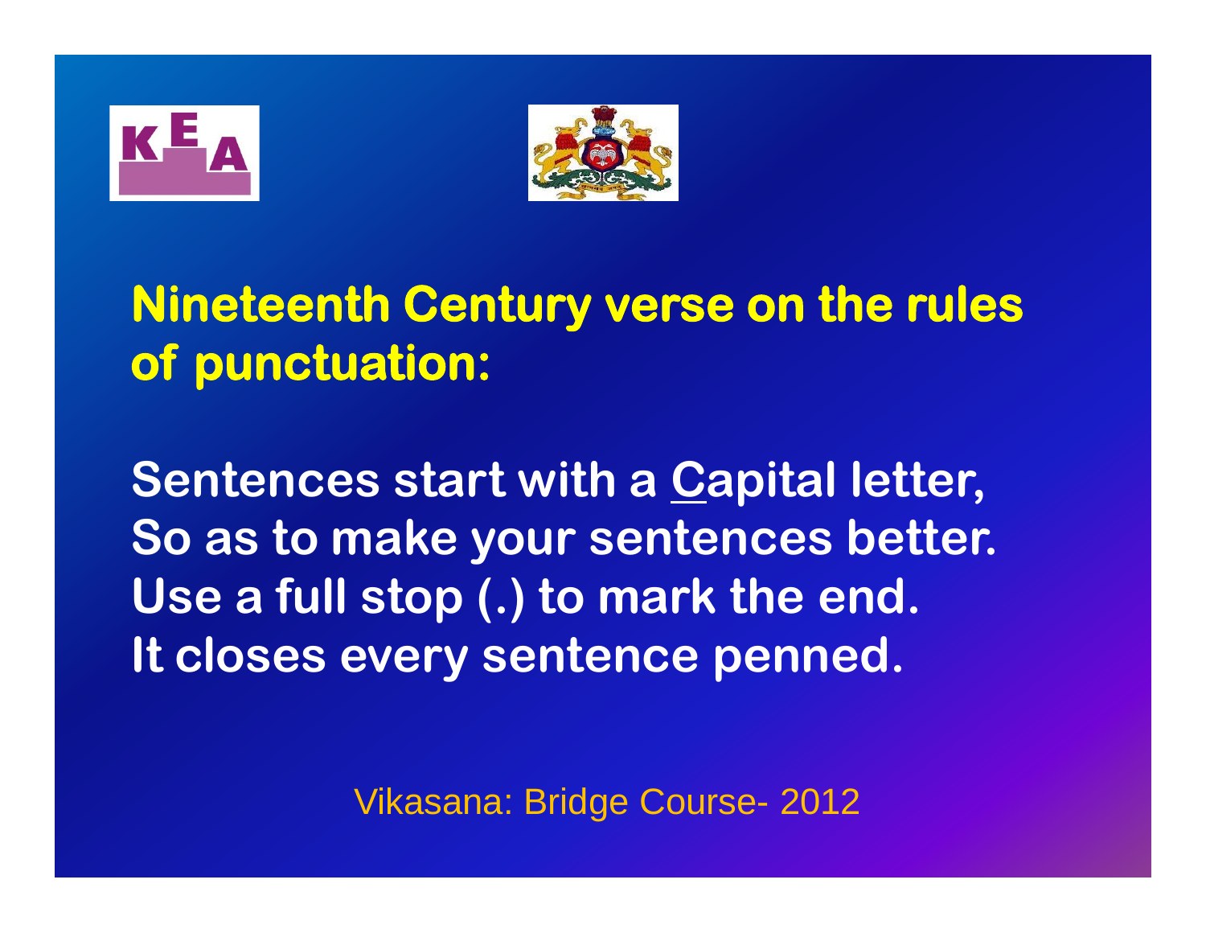## Nineteenth Century verse on the rules of punctuation:

**Sentences start with a <u>C</u>apital letter,**
**So as to make your sentences better.**
**Use a full stop (.) to mark the end.**
**It closes every sentence penned.**

Vikasana: Bridge Course- 2012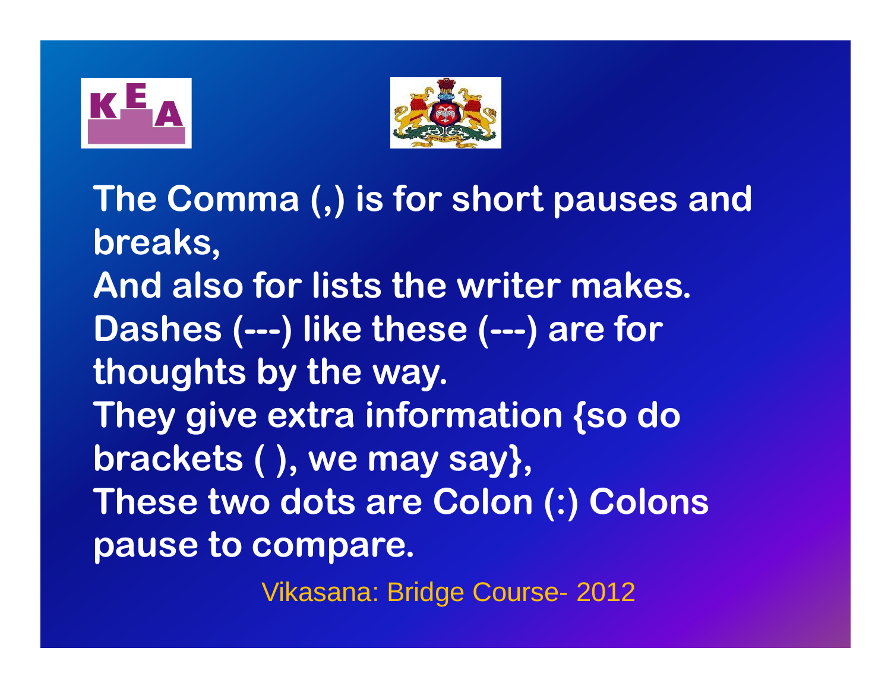**The Comma (,) is for short pauses and breaks,**
**And also for lists the writer makes.**
**Dashes (---) like these (---) are for thoughts by the way.**
**They give extra information {so do brackets ( ), we may say},**
**These two dots are Colon (:) Colons pause to compare.**

Vikasana: Bridge Course- 2012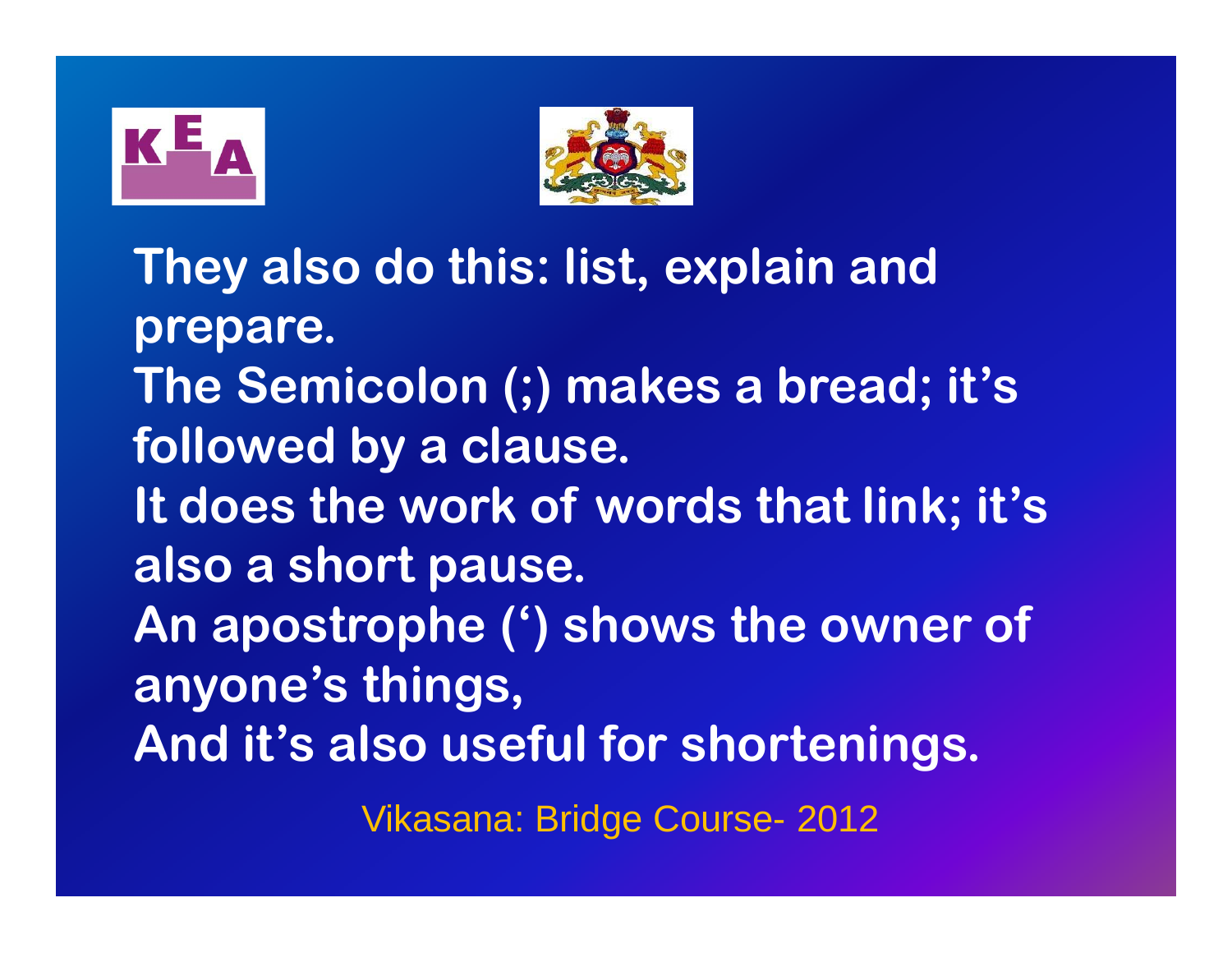They also do this: list, explain and prepare.
The Semicolon (;) makes a bread; it's followed by a clause.
It does the work of words that link; it's also a short pause.
An apostrophe (') shows the owner of anyone's things,
And it's also useful for shortenings.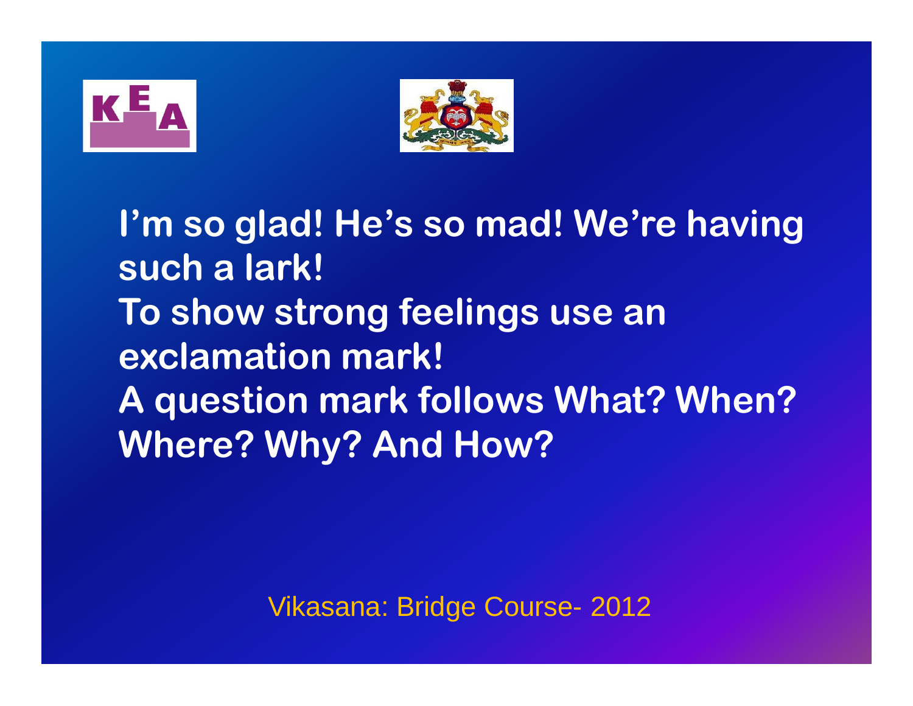**I'm so glad! He's so mad! We're having such a lark!**
**To show strong feelings use an exclamation mark!**
**A question mark follows What? When? Where? Why? And How?**

Vikasana: Bridge Course- 2012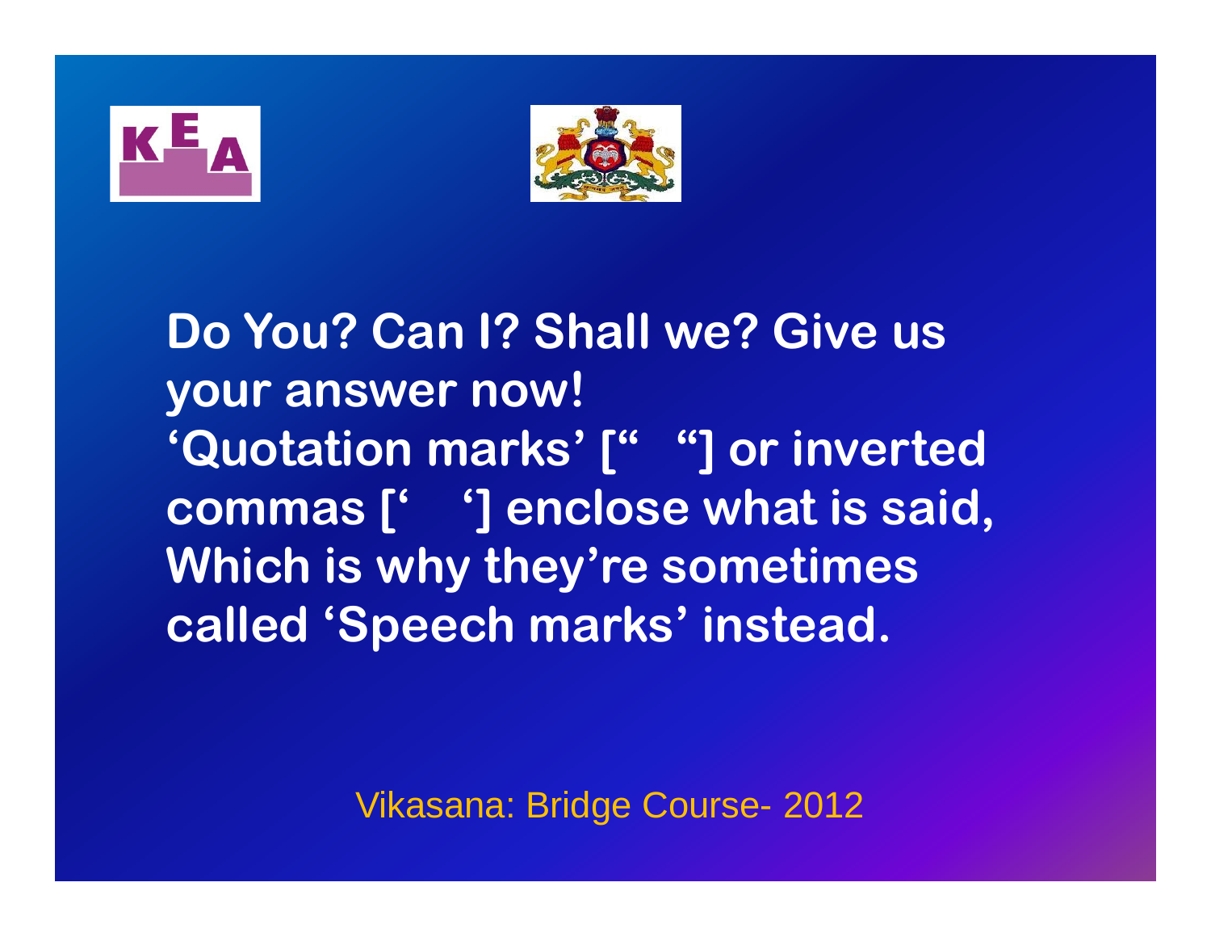**Do You? Can I? Shall we? Give us your answer now!**
**'Quotation marks' [" "] or inverted commas [' '] enclose what is said, Which is why they're sometimes called 'Speech marks' instead.**

Vikasana: Bridge Course- 2012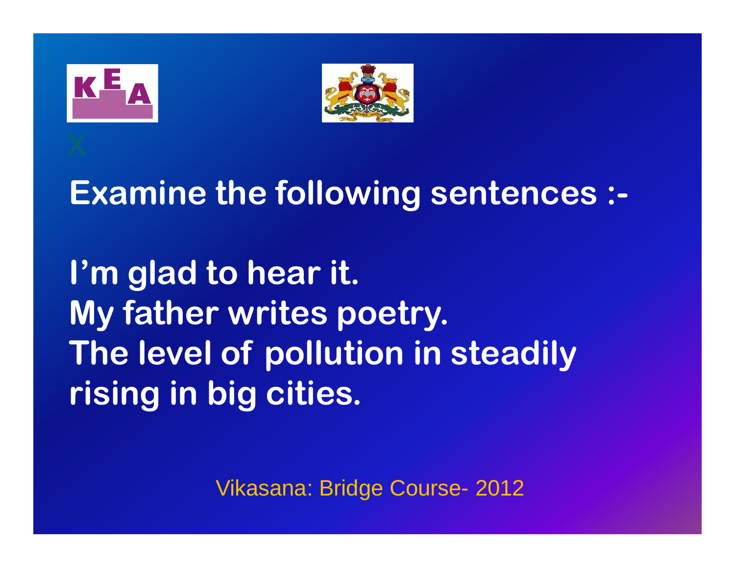X

**Examine the following sentences :-**

**I'm glad to hear it.**
**My father writes poetry.**
**The level of pollution in steadily rising in big cities.**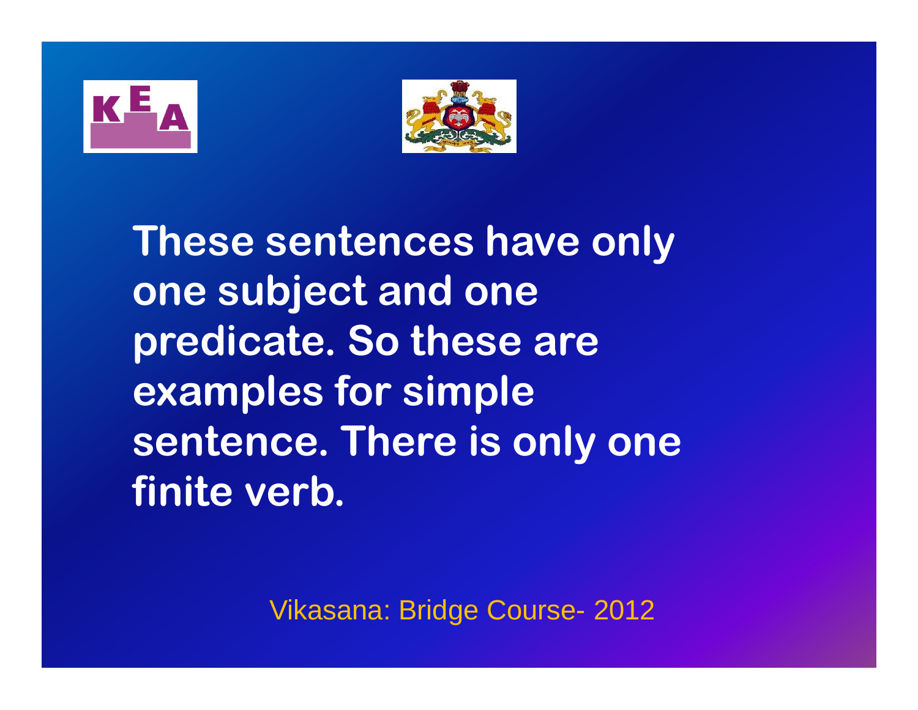These sentences have only one subject and one predicate. So these are examples for simple sentence. There is only one finite verb.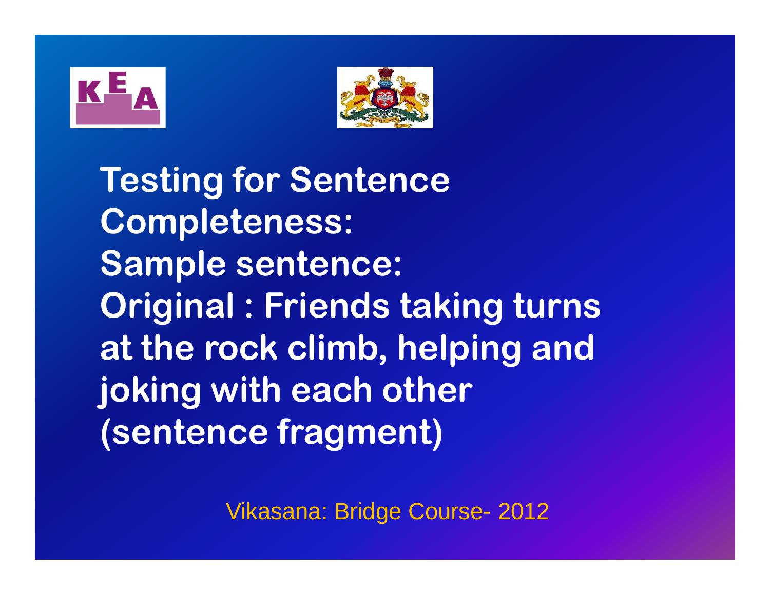**Testing for Sentence Completeness:**
**Sample sentence:**
**Original : Friends taking turns at the rock climb, helping and joking with each other (sentence fragment)**

Vikasana: Bridge Course- 2012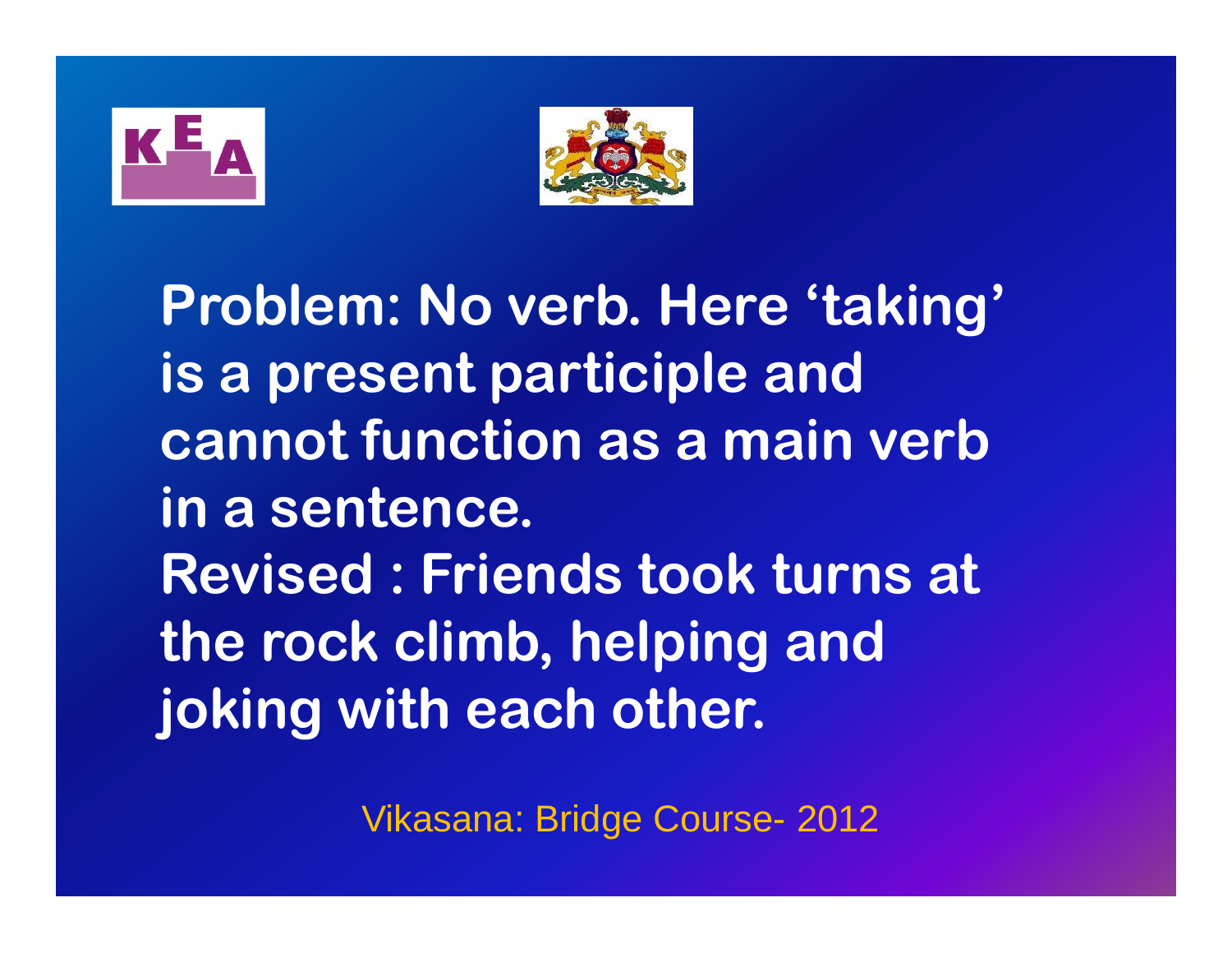**Problem: No verb. Here 'taking' is a present participle and cannot function as a main verb in a sentence.**

**Revised : Friends took turns at the rock climb, helping and joking with each other.**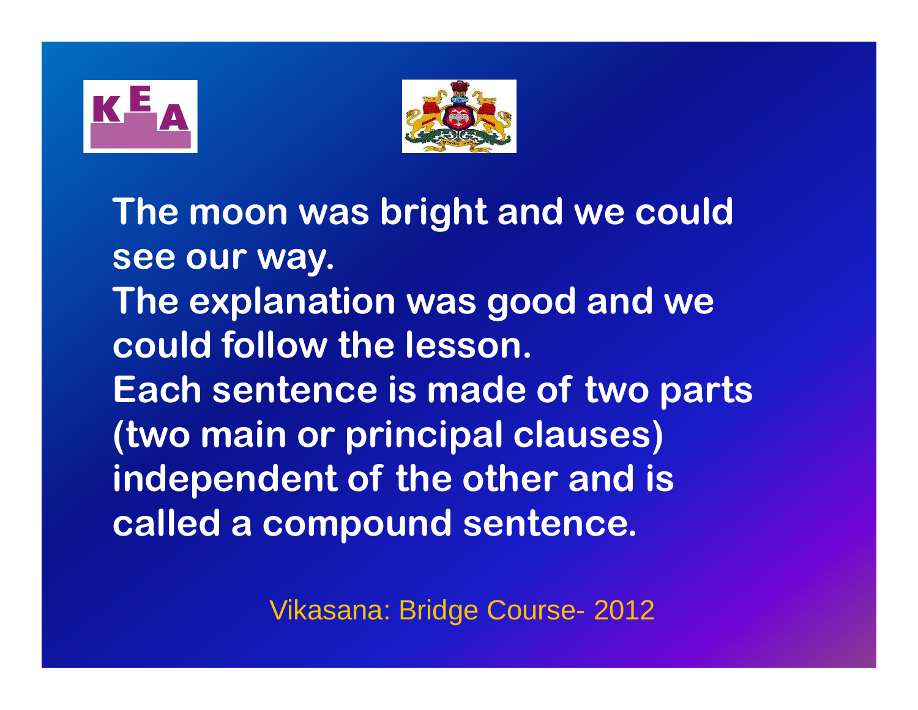The moon was bright and we could see our way.

The explanation was good and we could follow the lesson.

Each sentence is made of two parts (two main or principal clauses) independent of the other and is called a compound sentence.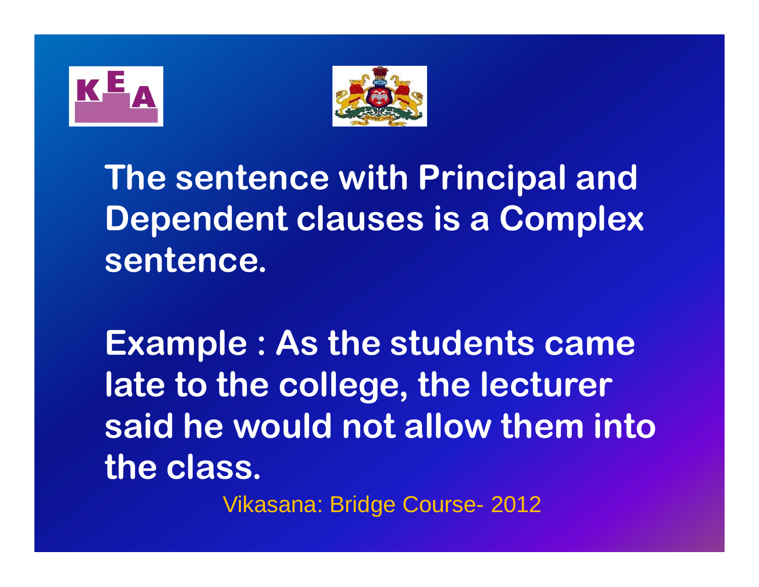The sentence with Principal and Dependent clauses is a Complex sentence.

Example : As the students came late to the college, the lecturer said he would not allow them into the class.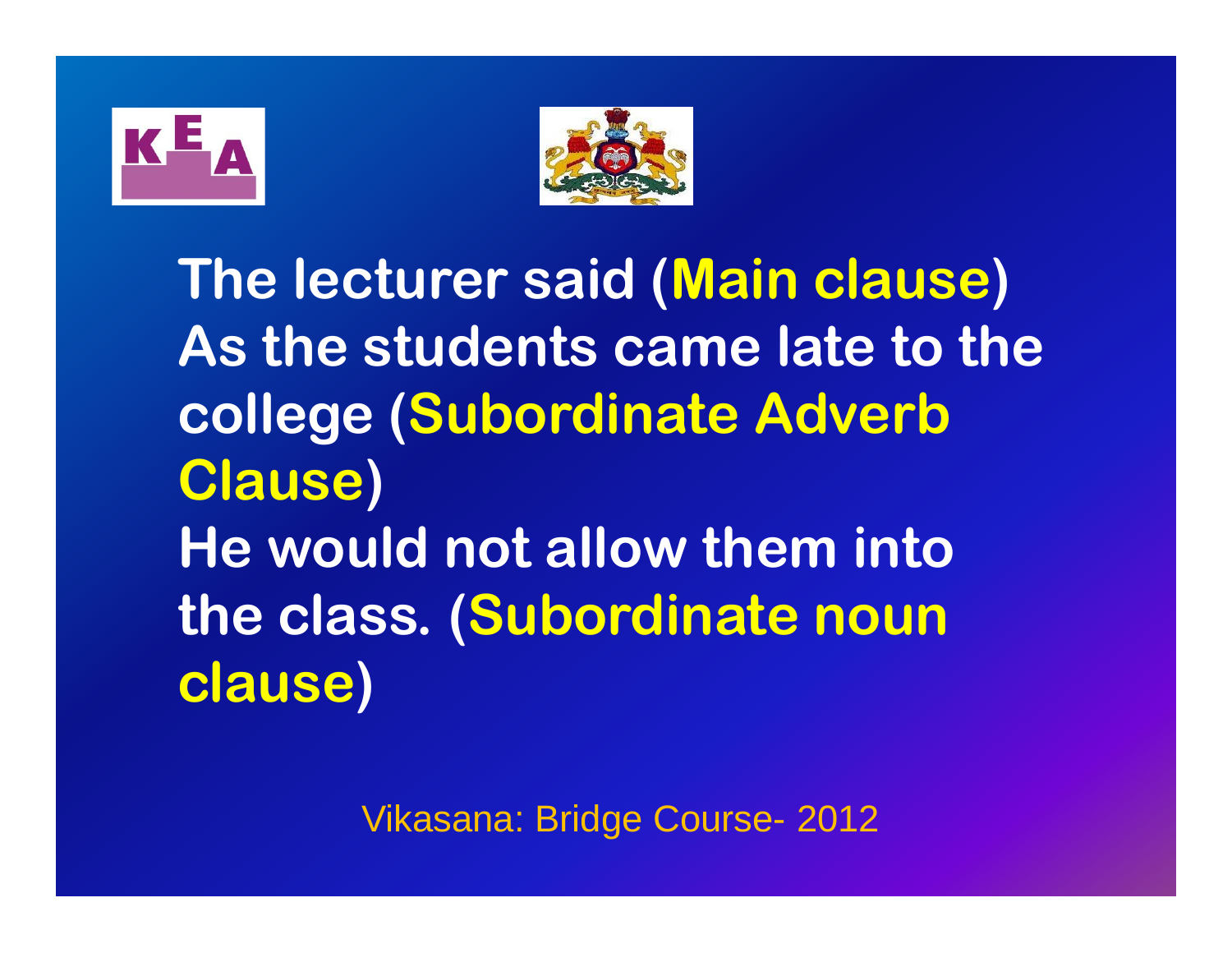**The lecturer said (Main clause)**
**As the students came late to the college (Subordinate Adverb Clause)**
**He would not allow them into the class. (Subordinate noun clause)**

Vikasana: Bridge Course- 2012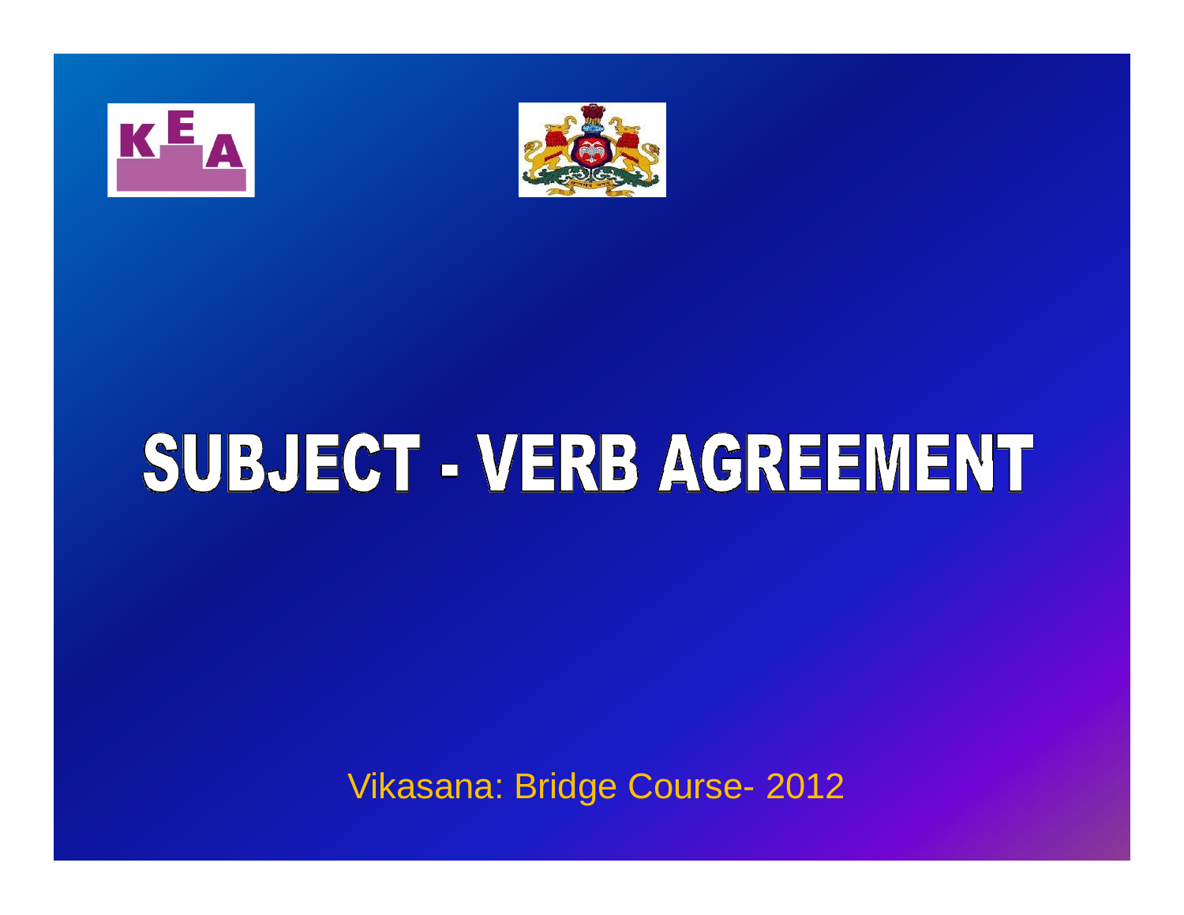# SUBJECT - VERB AGREEMENT

Vikasana: Bridge Course- 2012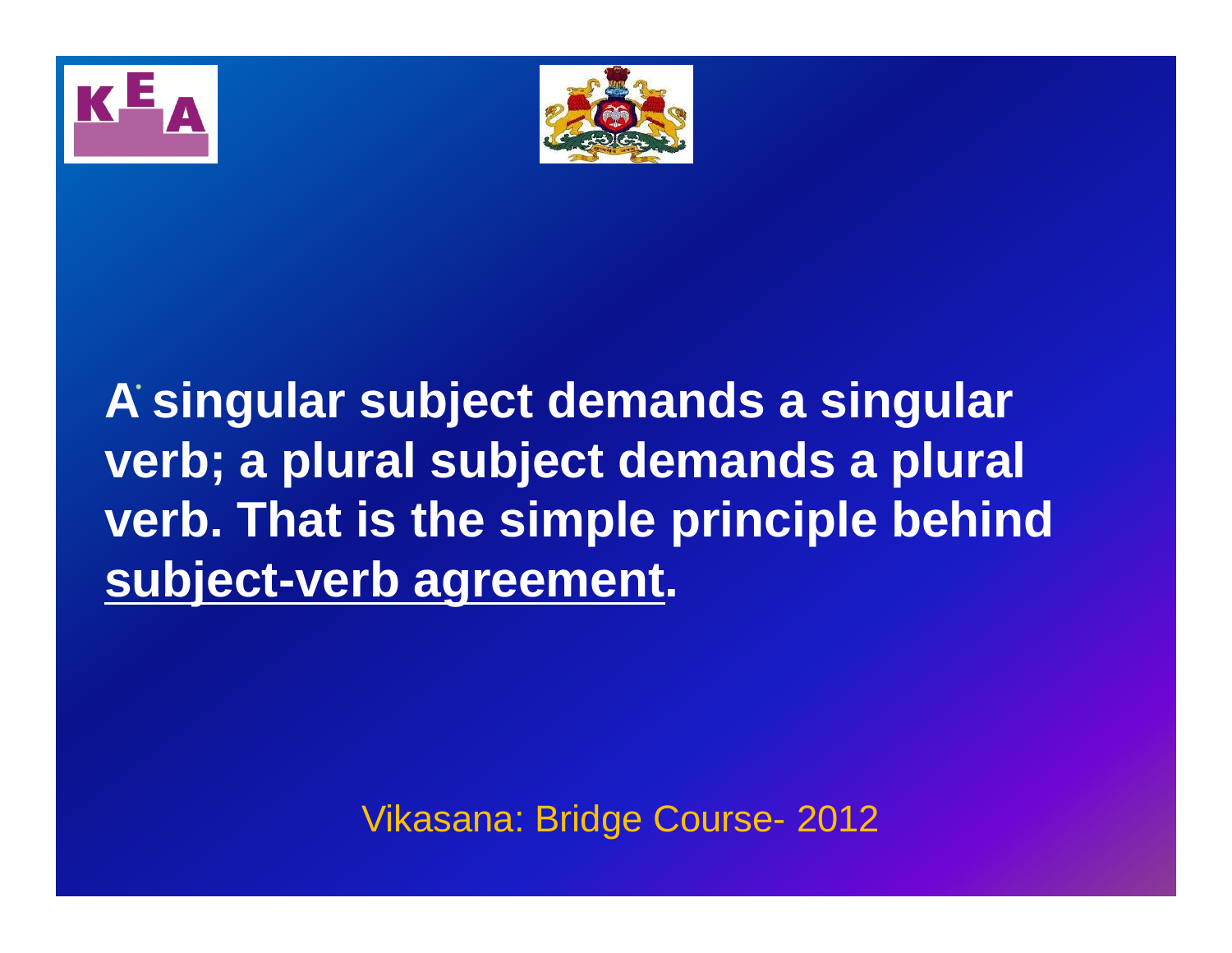**A singular subject demands a singular verb; a plural subject demands a plural verb. That is the simple principle behind subject-verb agreement.**

Vikasana: Bridge Course- 2012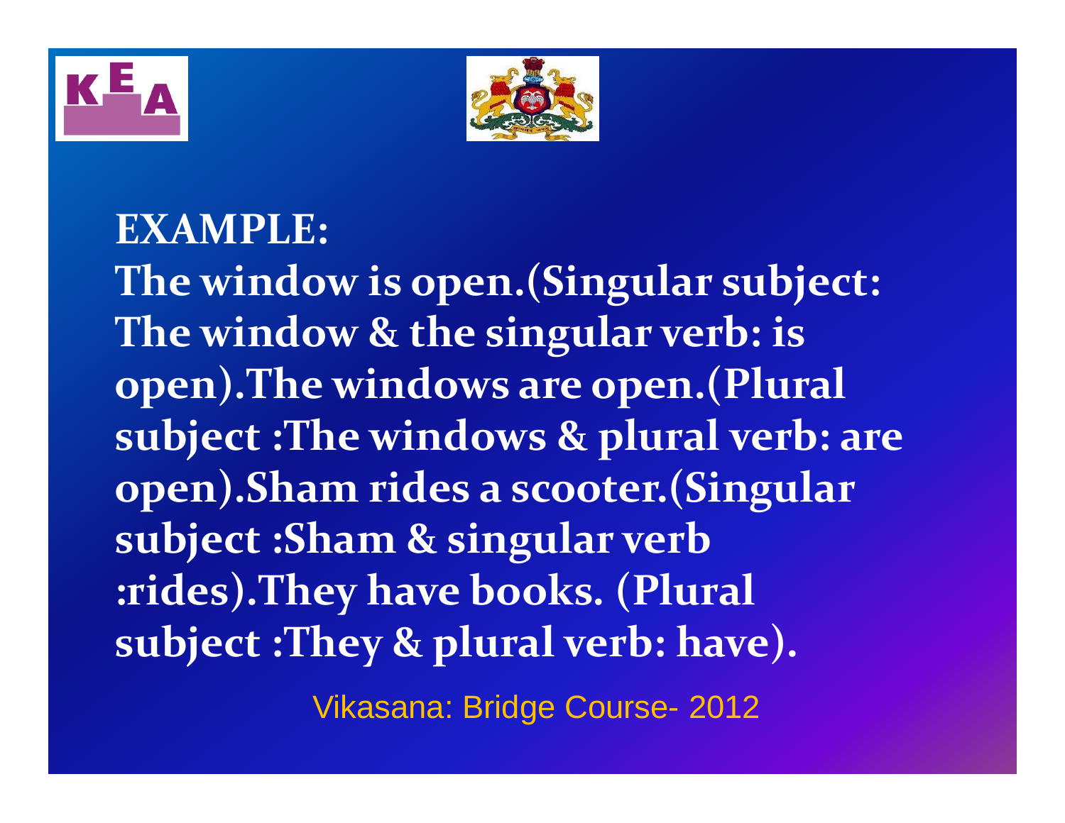**EXAMPLE:**

**The window is open.(Singular subject: The window & the singular verb: is open).The windows are open.(Plural subject :The windows & plural verb: are open).Sham rides a scooter.(Singular subject :Sham & singular verb :rides).They have books. (Plural subject :They & plural verb: have).**

Vikasana: Bridge Course- 2012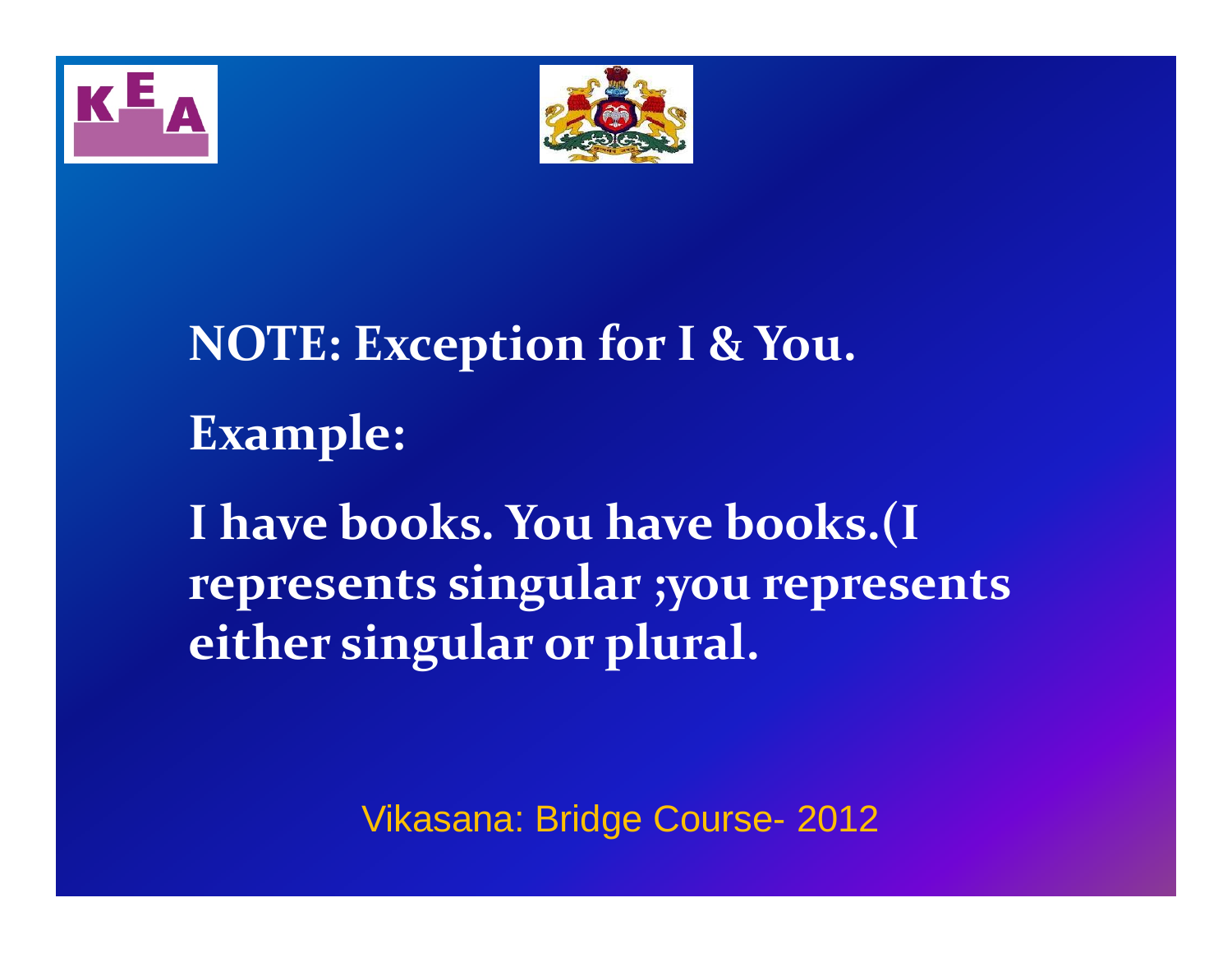**NOTE: Exception for I & You.**

**Example:**

**I have books. You have books.(I represents singular ;you represents either singular or plural.**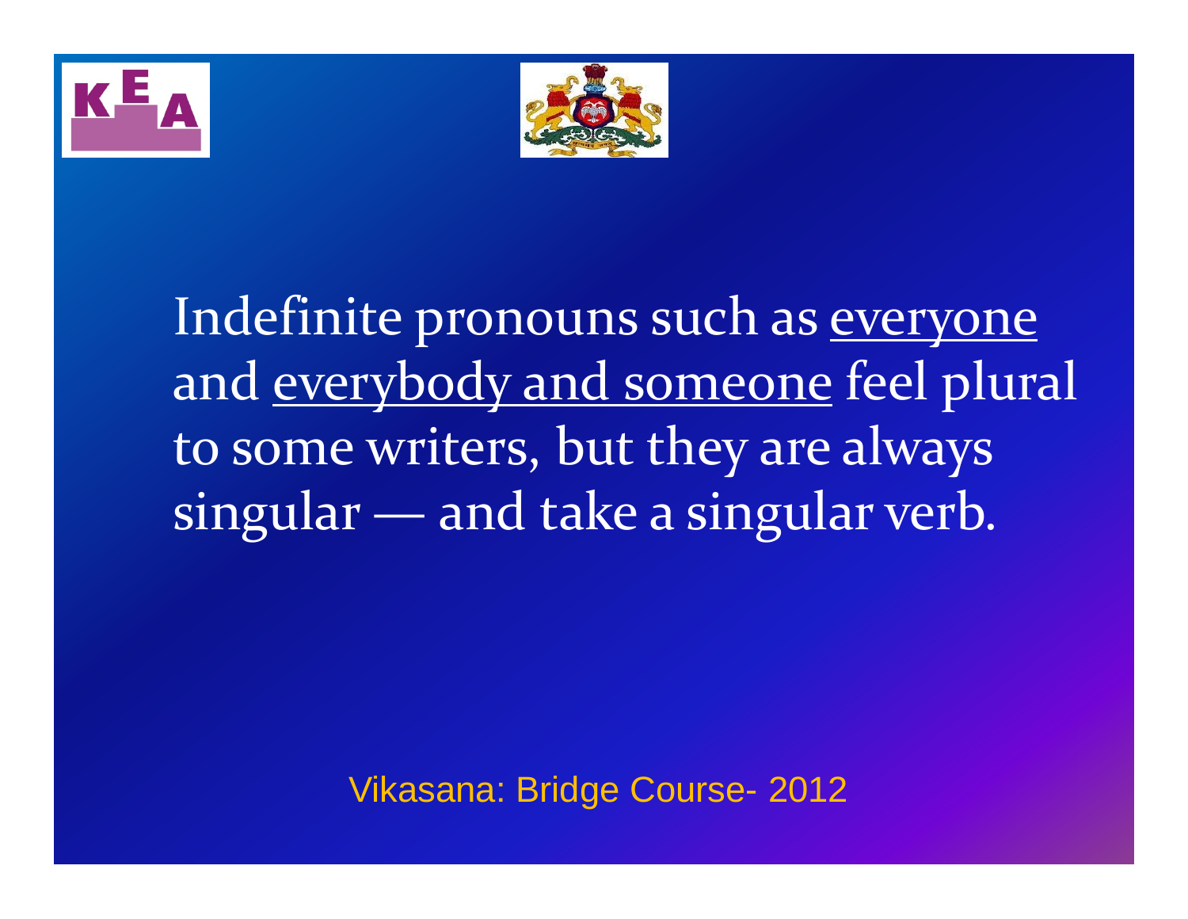Indefinite pronouns such as <u>everyone</u> and <u>everybody and someone</u> feel plural to some writers, but they are always singular — and take a singular verb.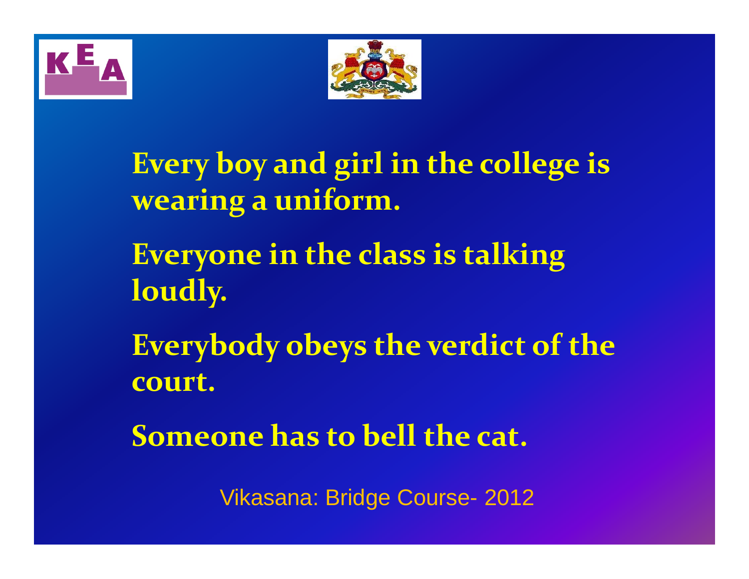Every boy and girl in the college is wearing a uniform.

Everyone in the class is talking loudly.

Everybody obeys the verdict of the court.

Someone has to bell the cat.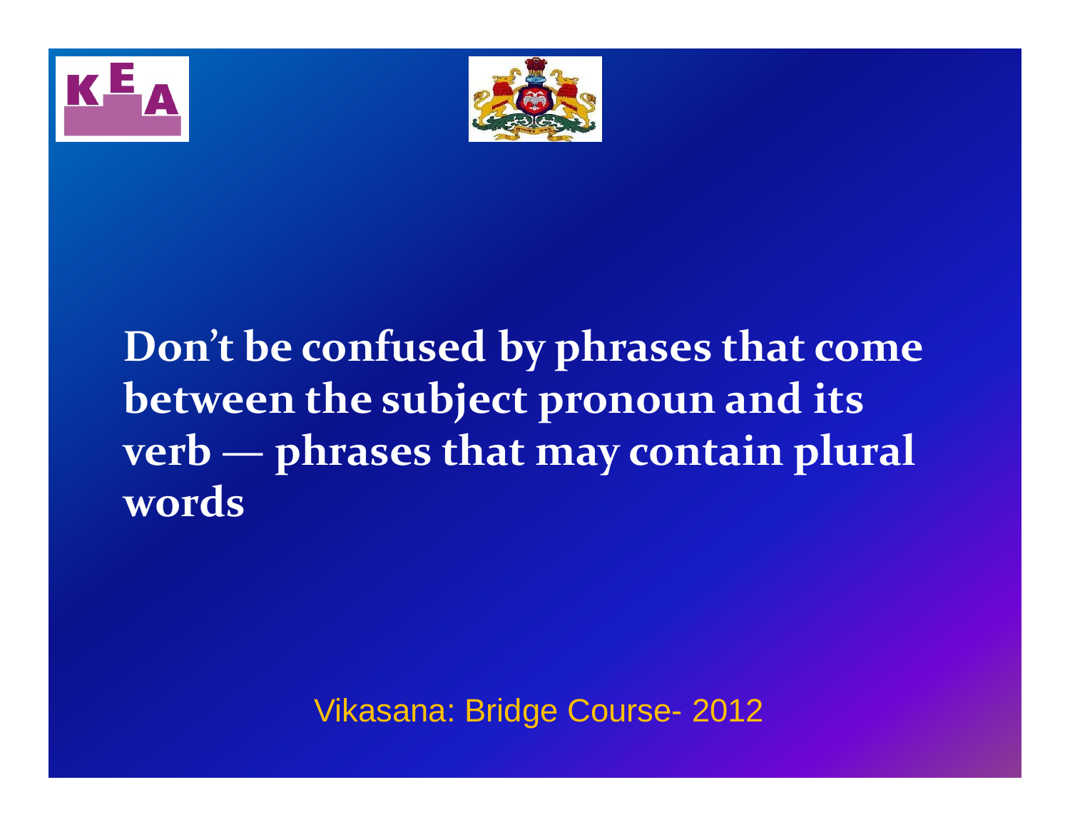**Don't be confused by phrases that come between the subject pronoun and its verb — phrases that may contain plural words**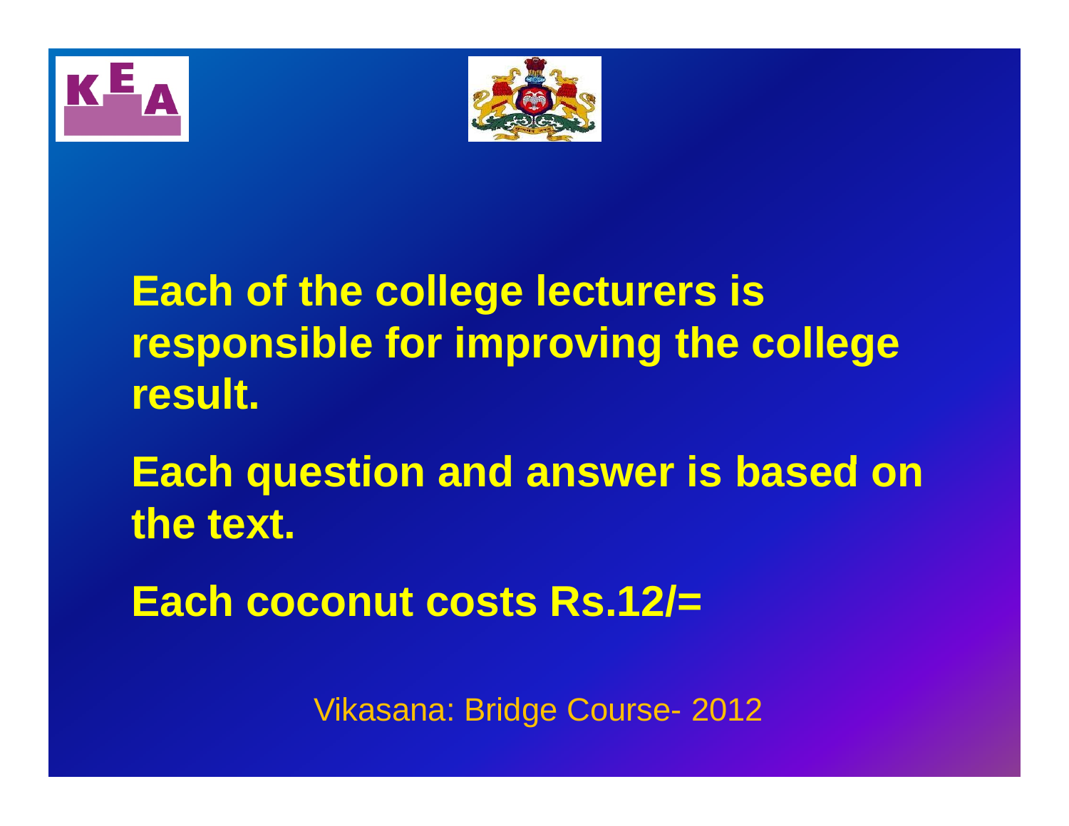**Each of the college lecturers is responsible for improving the college result.**

**Each question and answer is based on the text.**

**Each coconut costs Rs.12/=**

Vikasana: Bridge Course- 2012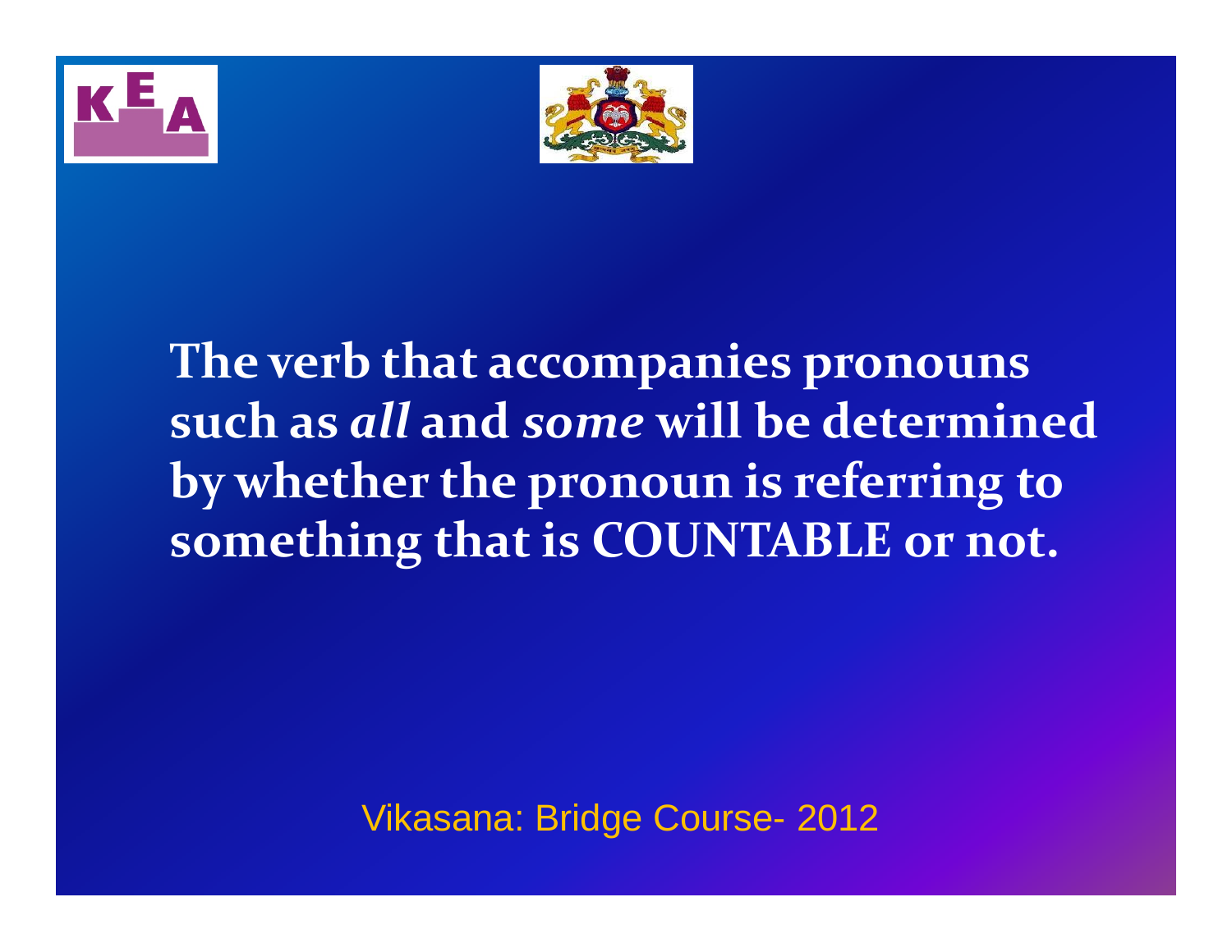**The verb that accompanies pronouns such as *all* and *some* will be determined by whether the pronoun is referring to something that is COUNTABLE or not.**

Vikasana: Bridge Course- 2012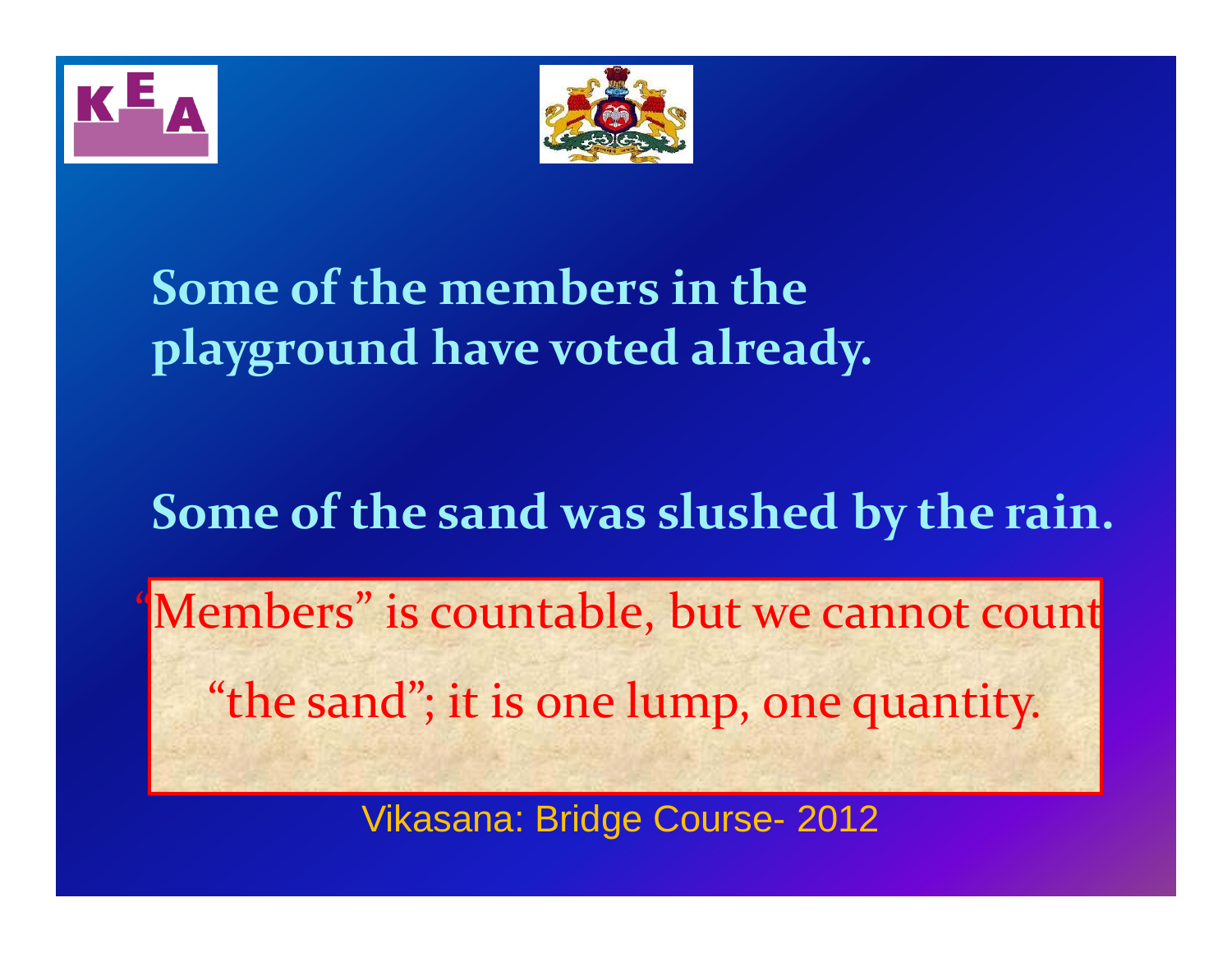Some of the members in the playground have voted already.

Some of the sand was slushed by the rain.

"Members" is countable, but we cannot count "the sand"; it is one lump, one quantity.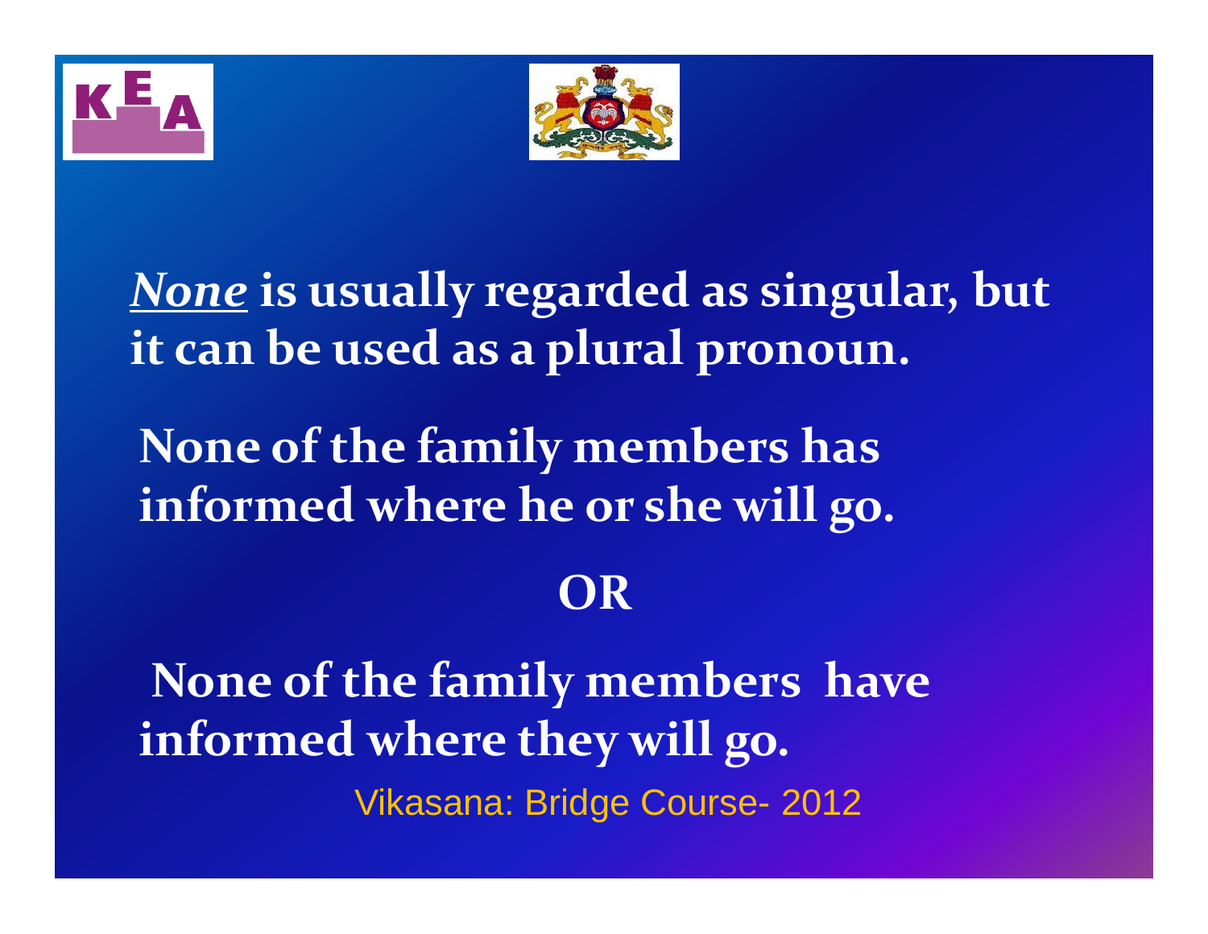***None*** **is usually regarded as singular, but it can be used as a plural pronoun.**

**None of the family members has informed where he or she will go.**

**OR**

**None of the family members have informed where they will go.**

Vikasana: Bridge Course- 2012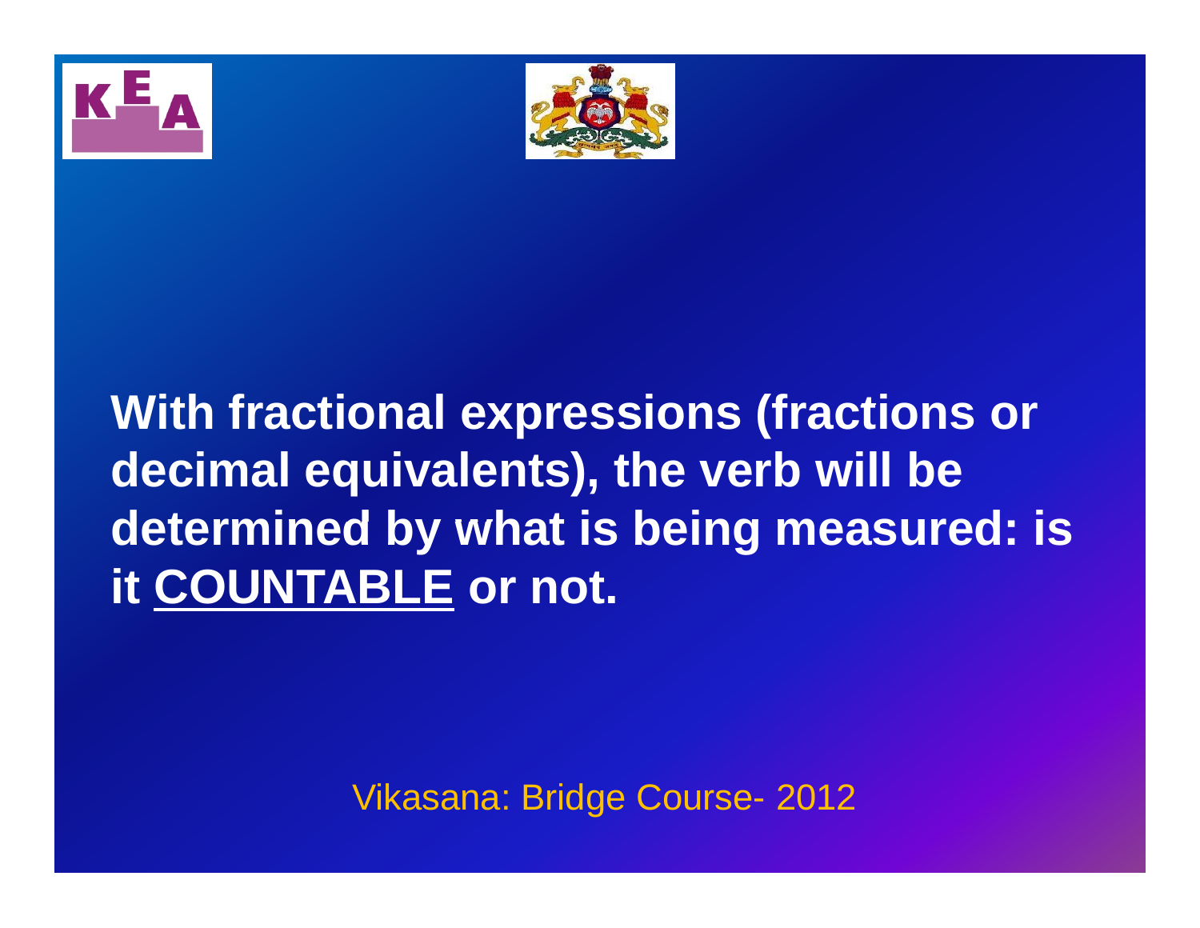**With fractional expressions (fractions or decimal equivalents), the verb will be determined by what is being measured: is it <u>COUNTABLE</u> or not.**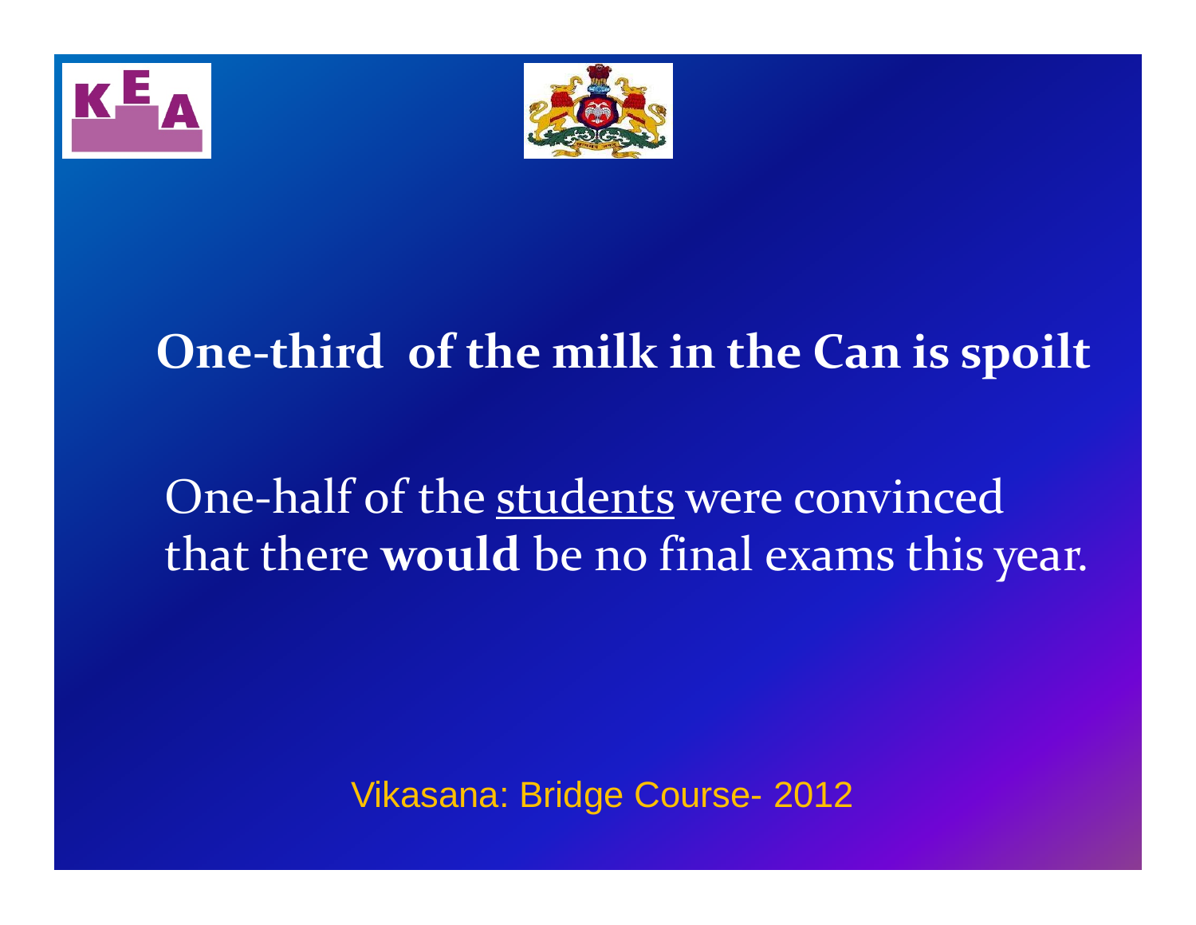**One-third of the milk in the Can is spoilt**

One-half of the <u>students</u> were convinced that there **would** be no final exams this year.

Vikasana: Bridge Course- 2012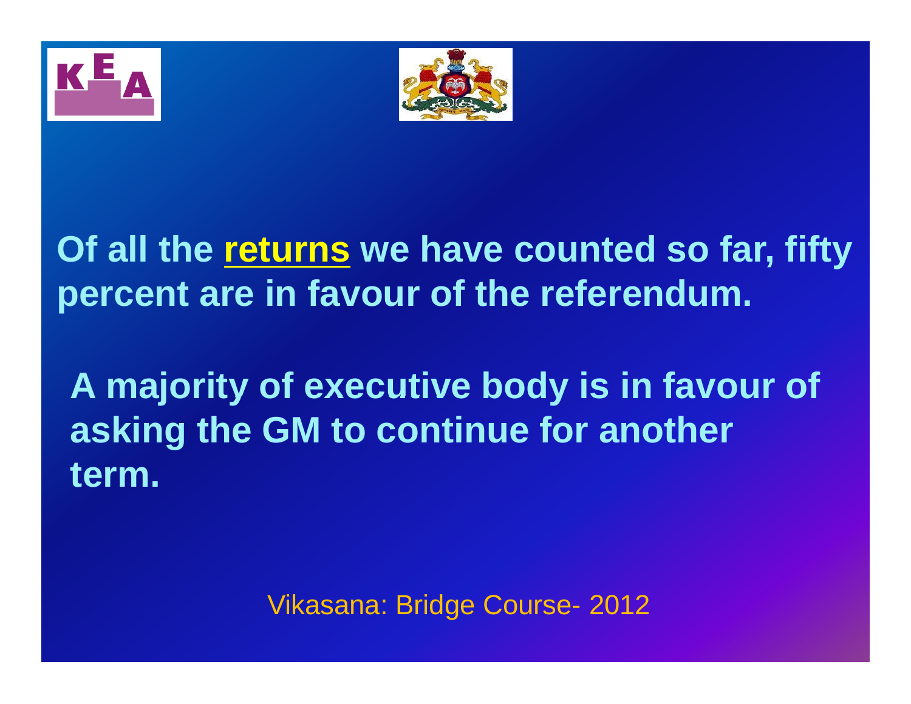Of all the **returns** we have counted so far, fifty percent are in favour of the referendum.

A majority of executive body is in favour of asking the GM to continue for another term.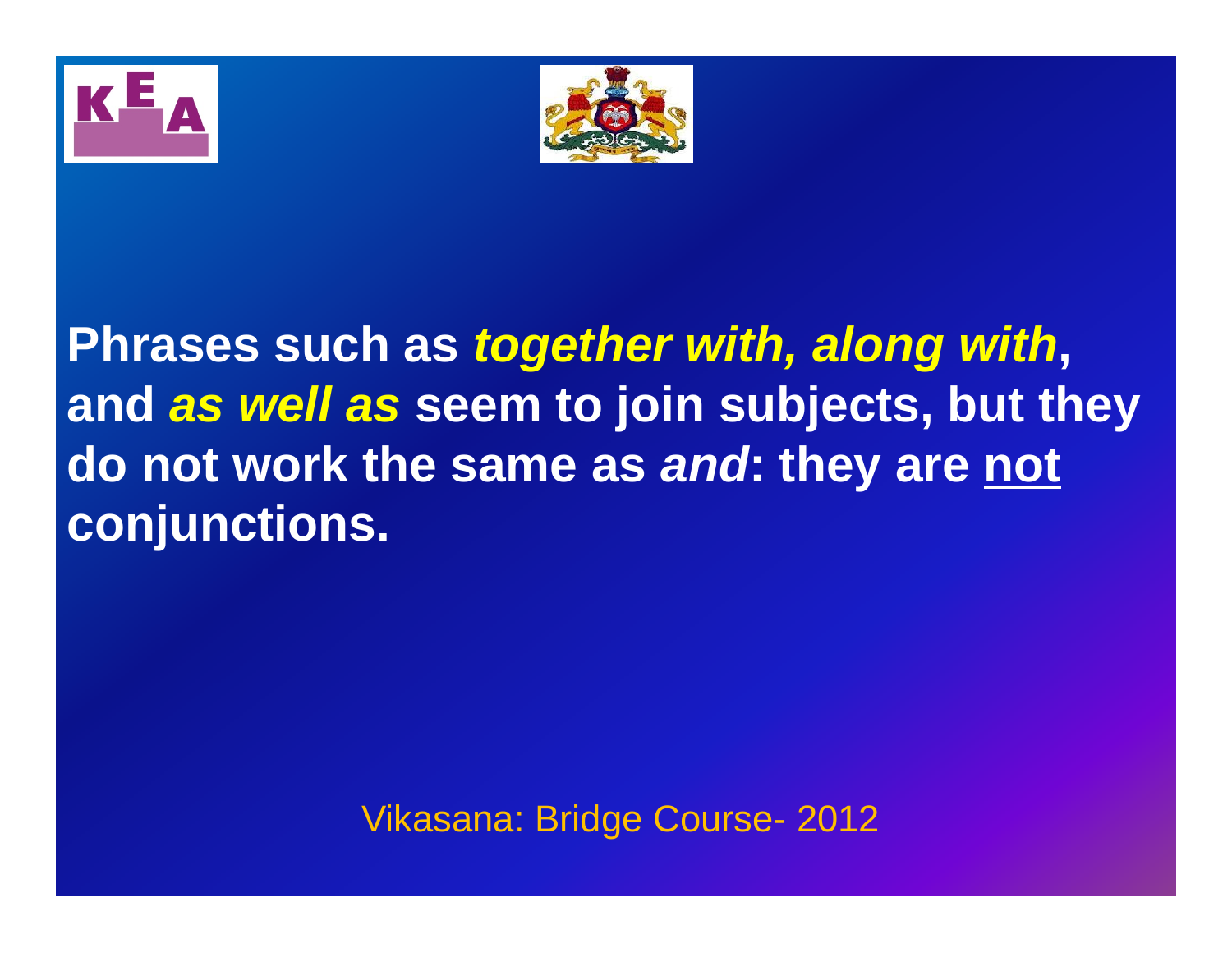**Phrases such as *together with, along with*, and *as well as* seem to join subjects, but they do not work the same as *and*: they are <u>not</u> conjunctions.**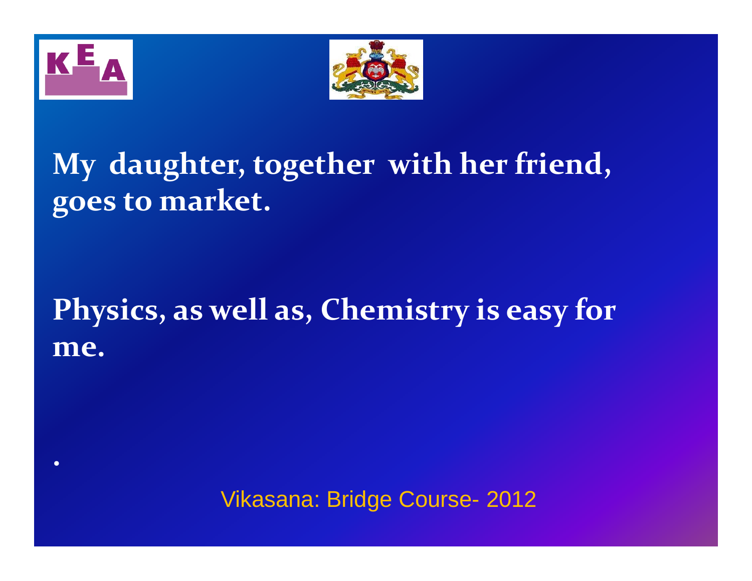**My daughter, together with her friend, goes to market.**

**Physics, as well as, Chemistry is easy for me.**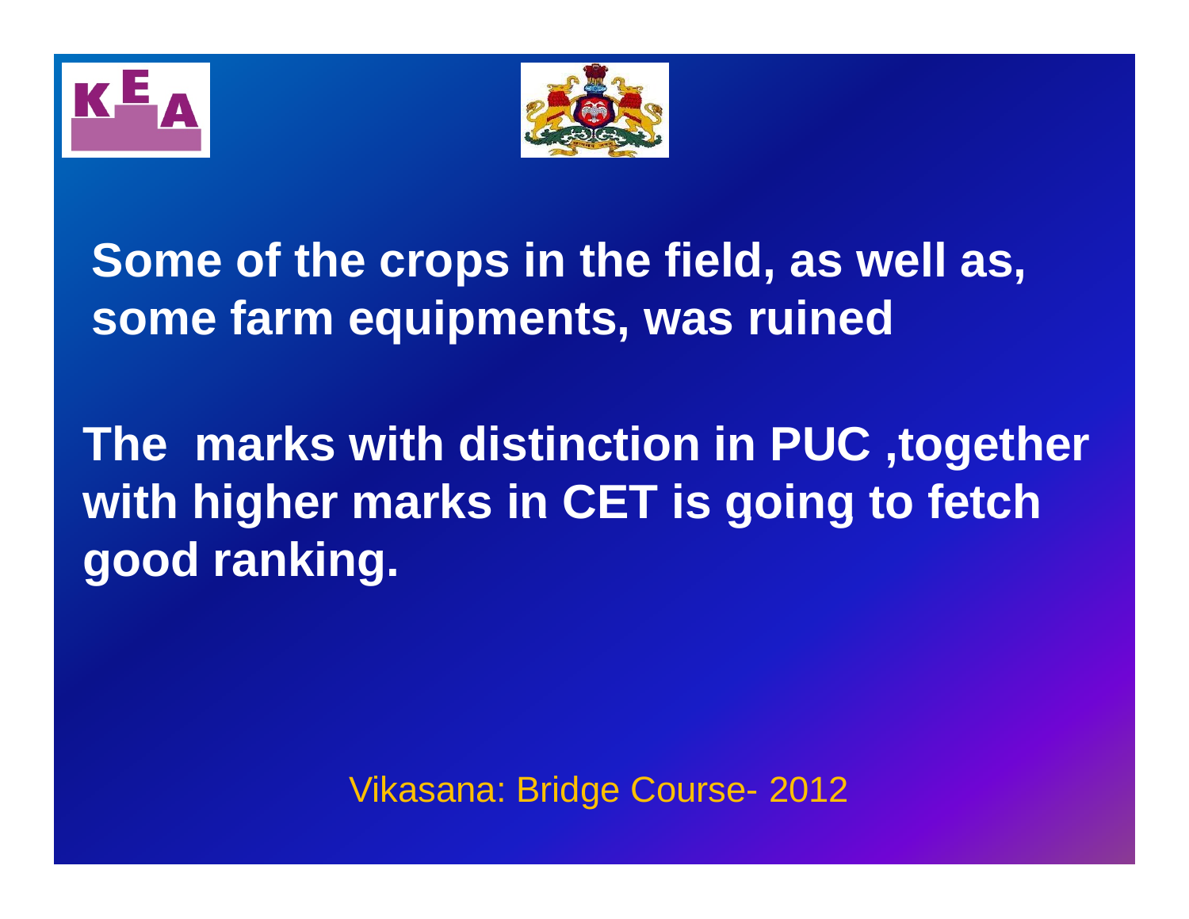**Some of the crops in the field, as well as, some farm equipments, was ruined**

**The marks with distinction in PUC ,together with higher marks in CET is going to fetch good ranking.**

Vikasana: Bridge Course- 2012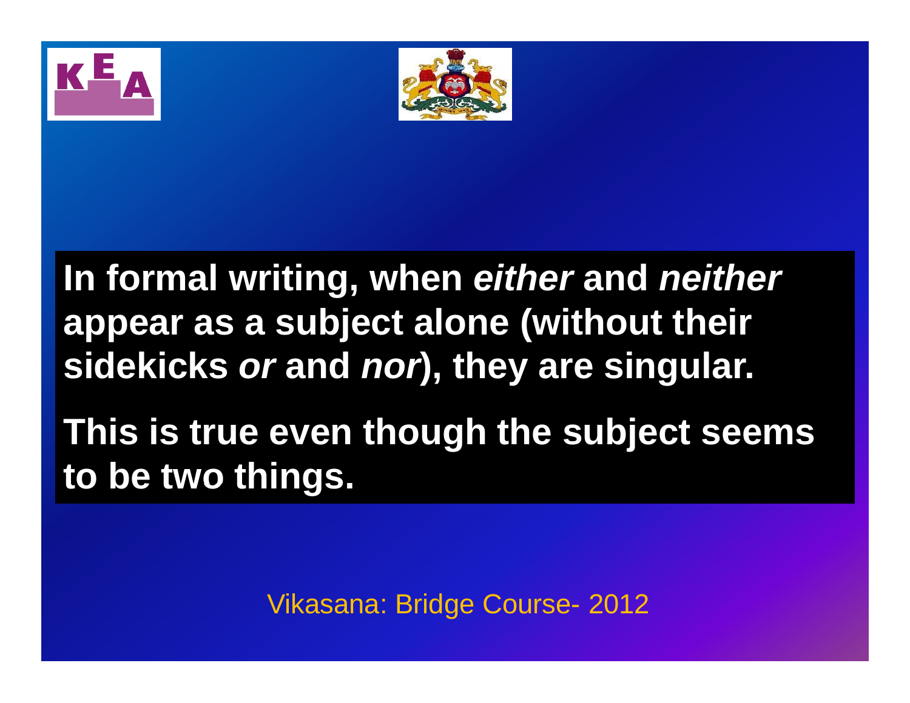**In formal writing, when *either* and *neither* appear as a subject alone (without their sidekicks *or* and *nor*), they are singular.**

**This is true even though the subject seems to be two things.**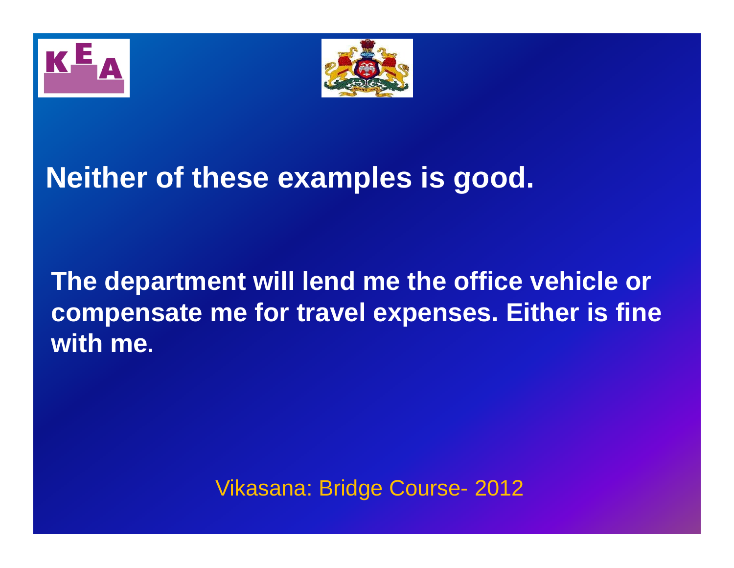**Neither of these examples is good.**

**The department will lend me the office vehicle or compensate me for travel expenses. Either is fine with me.**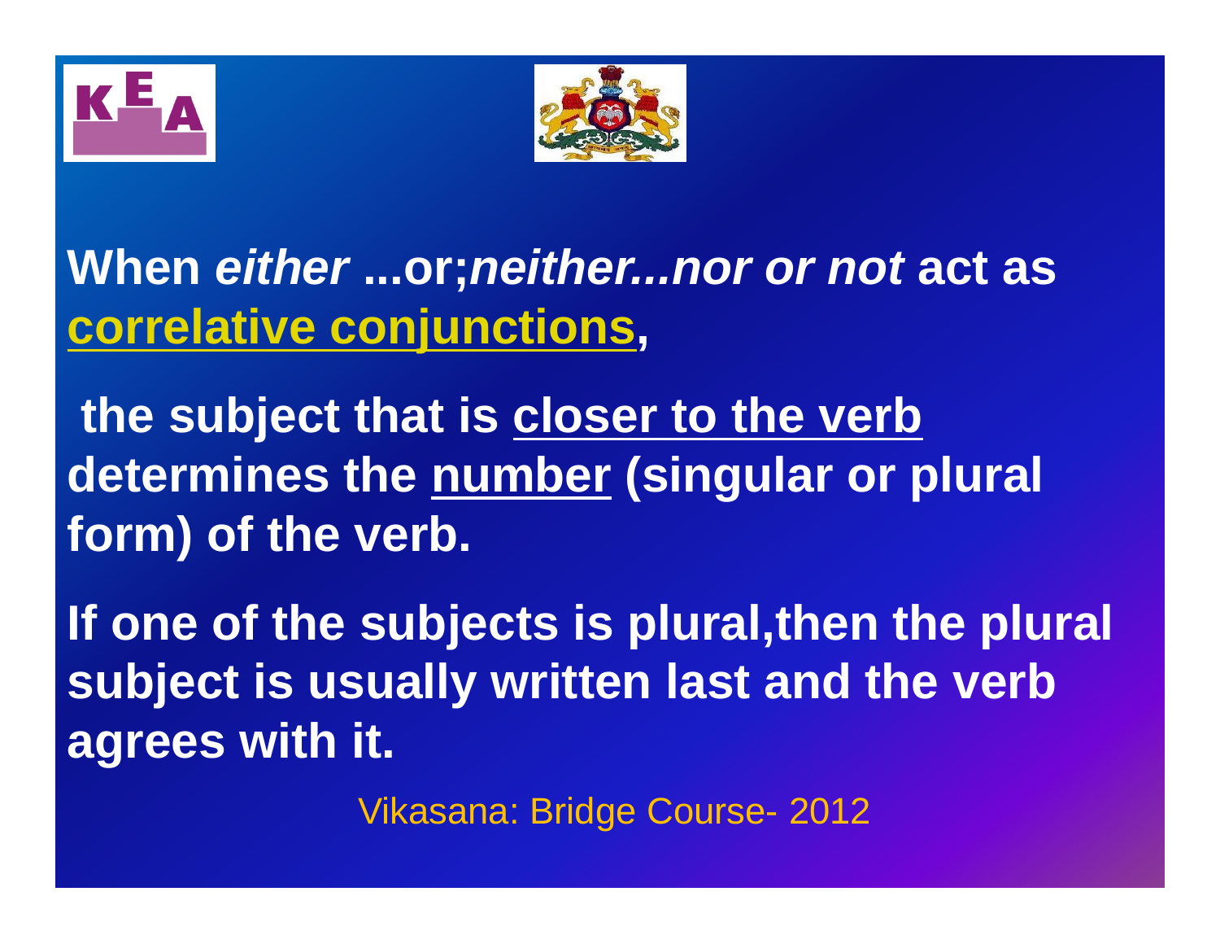**When *either* ...or;*neither...nor or not* act as correlative conjunctions,**

**the subject that is closer to the verb determines the number (singular or plural form) of the verb.**

**If one of the subjects is plural,then the plural subject is usually written last and the verb agrees with it.**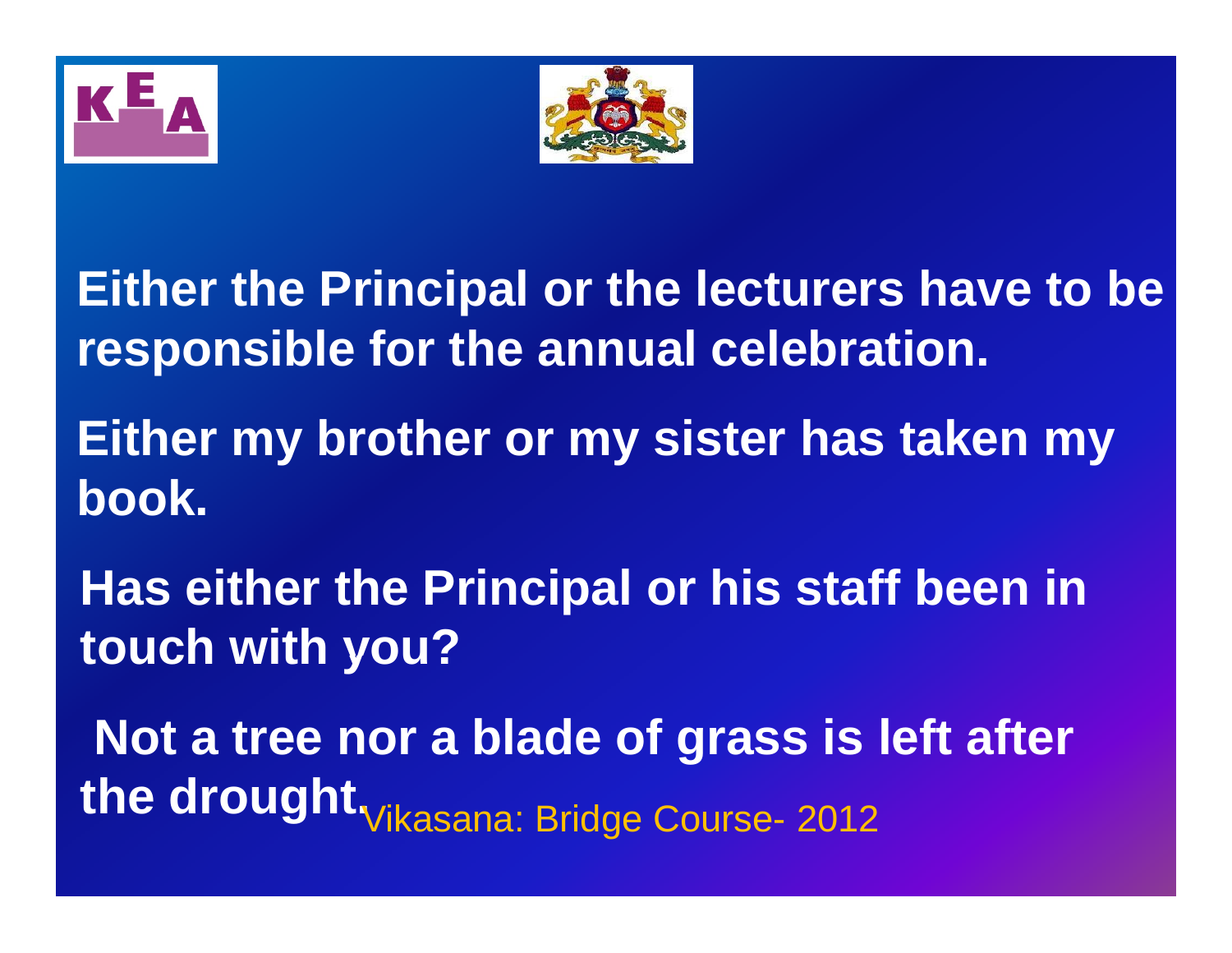**Either the Principal or the lecturers have to be responsible for the annual celebration.**

**Either my brother or my sister has taken my book.**

**Has either the Principal or his staff been in touch with you?**

**Not a tree nor a blade of grass is left after the drought.**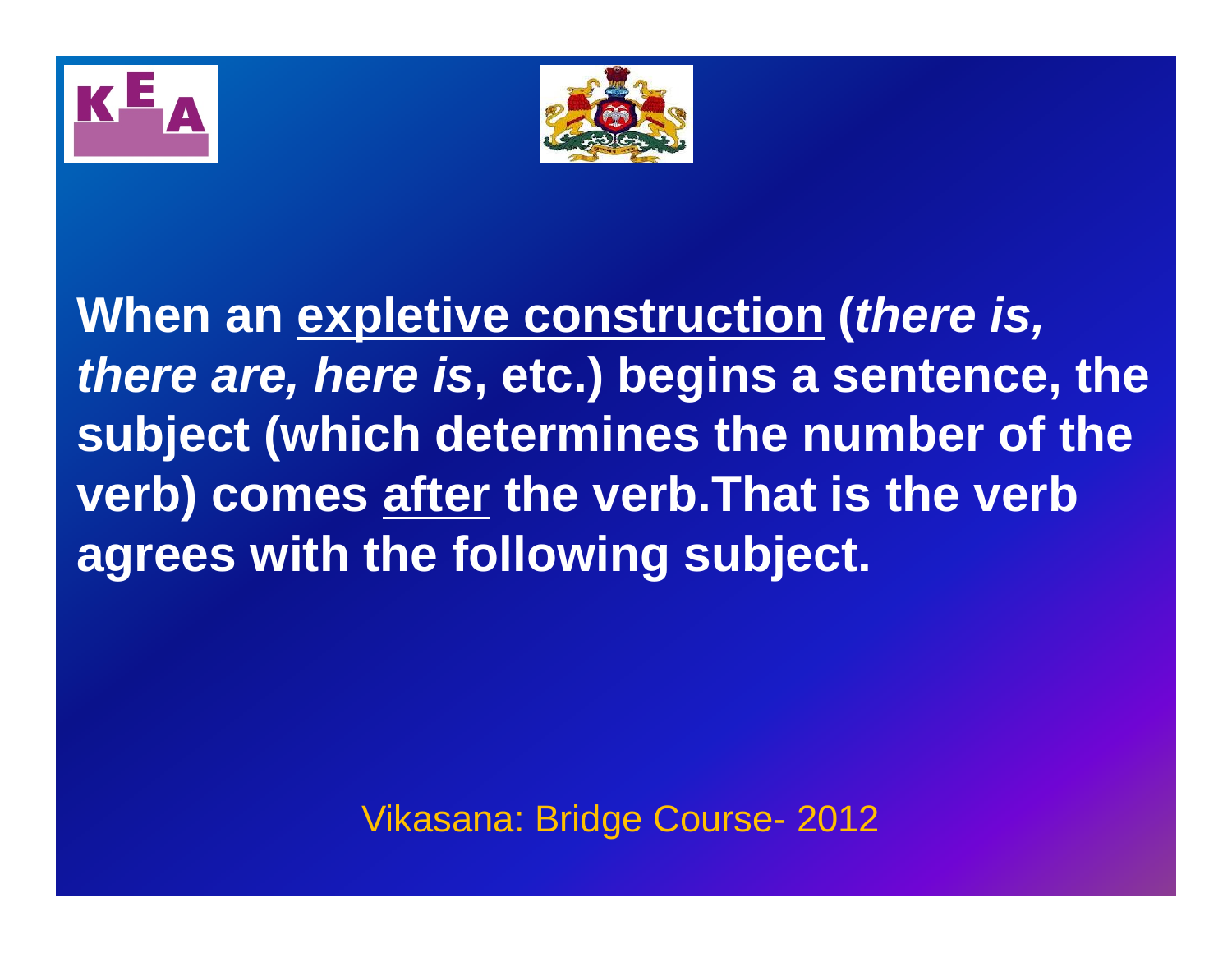**When an <u>expletive construction</u> (*there is, there are, here is*, etc.) begins a sentence, the subject (which determines the number of the verb) comes <u>after</u> the verb.That is the verb agrees with the following subject.**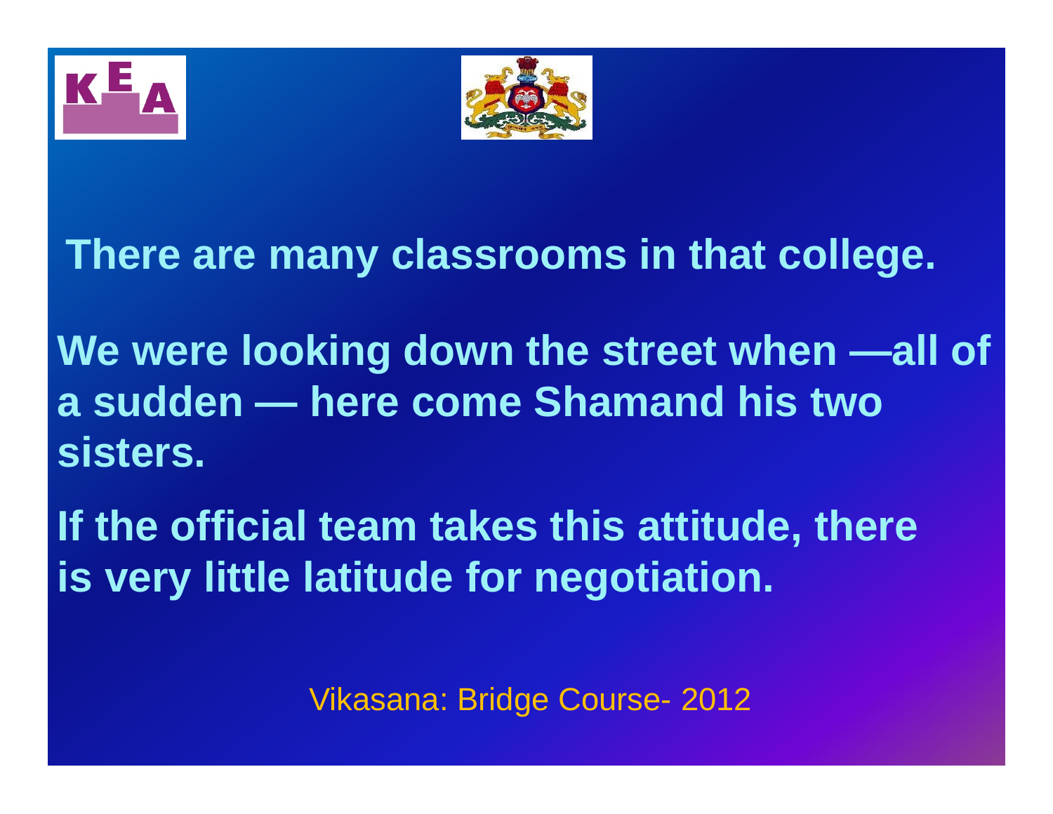**There are many classrooms in that college.**

**We were looking down the street when —all of a sudden — here come Shamand his two sisters.**

**If the official team takes this attitude, there is very little latitude for negotiation.**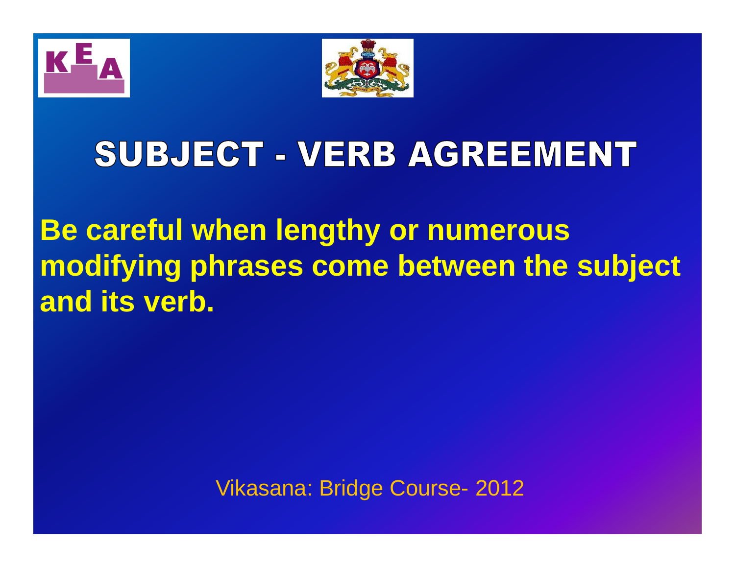# SUBJECT - VERB AGREEMENT

**Be careful when lengthy or numerous modifying phrases come between the subject and its verb.**

Vikasana: Bridge Course- 2012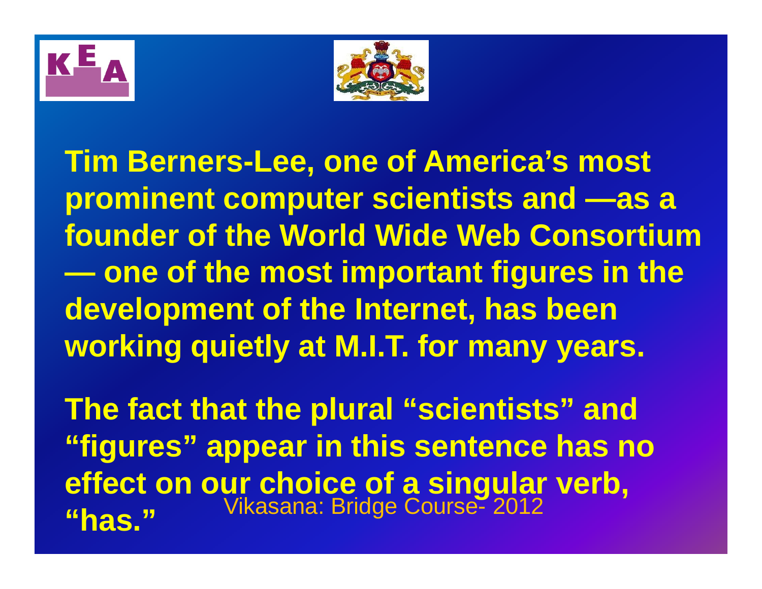**Tim Berners-Lee, one of America's most prominent computer scientists and —as a founder of the World Wide Web Consortium — one of the most important figures in the development of the Internet, has been working quietly at M.I.T. for many years.**

**The fact that the plural "scientists" and "figures" appear in this sentence has no effect on our choice of a singular verb, "has."**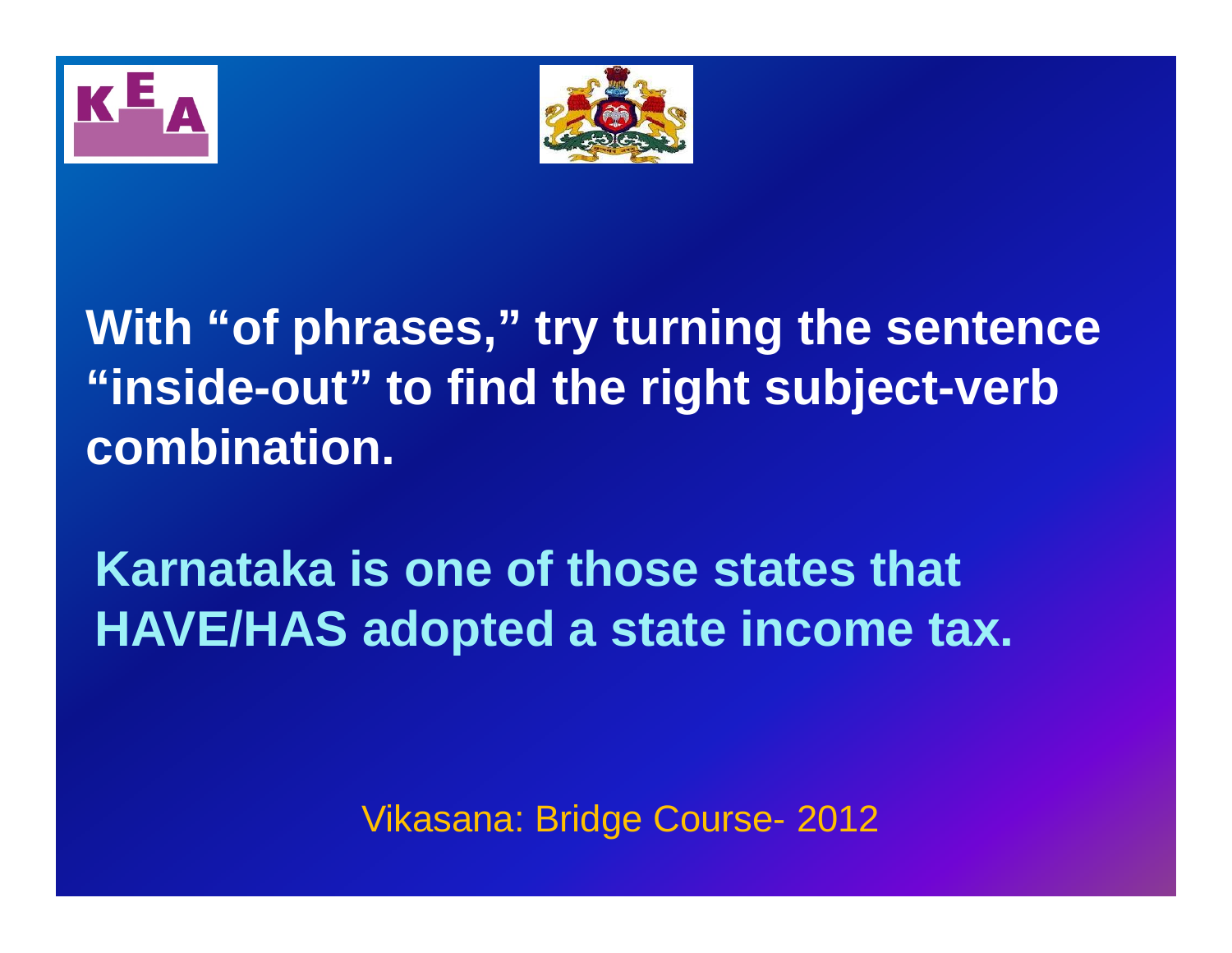**With "of phrases," try turning the sentence "inside-out" to find the right subject-verb combination.**

**Karnataka is one of those states that HAVE/HAS adopted a state income tax.**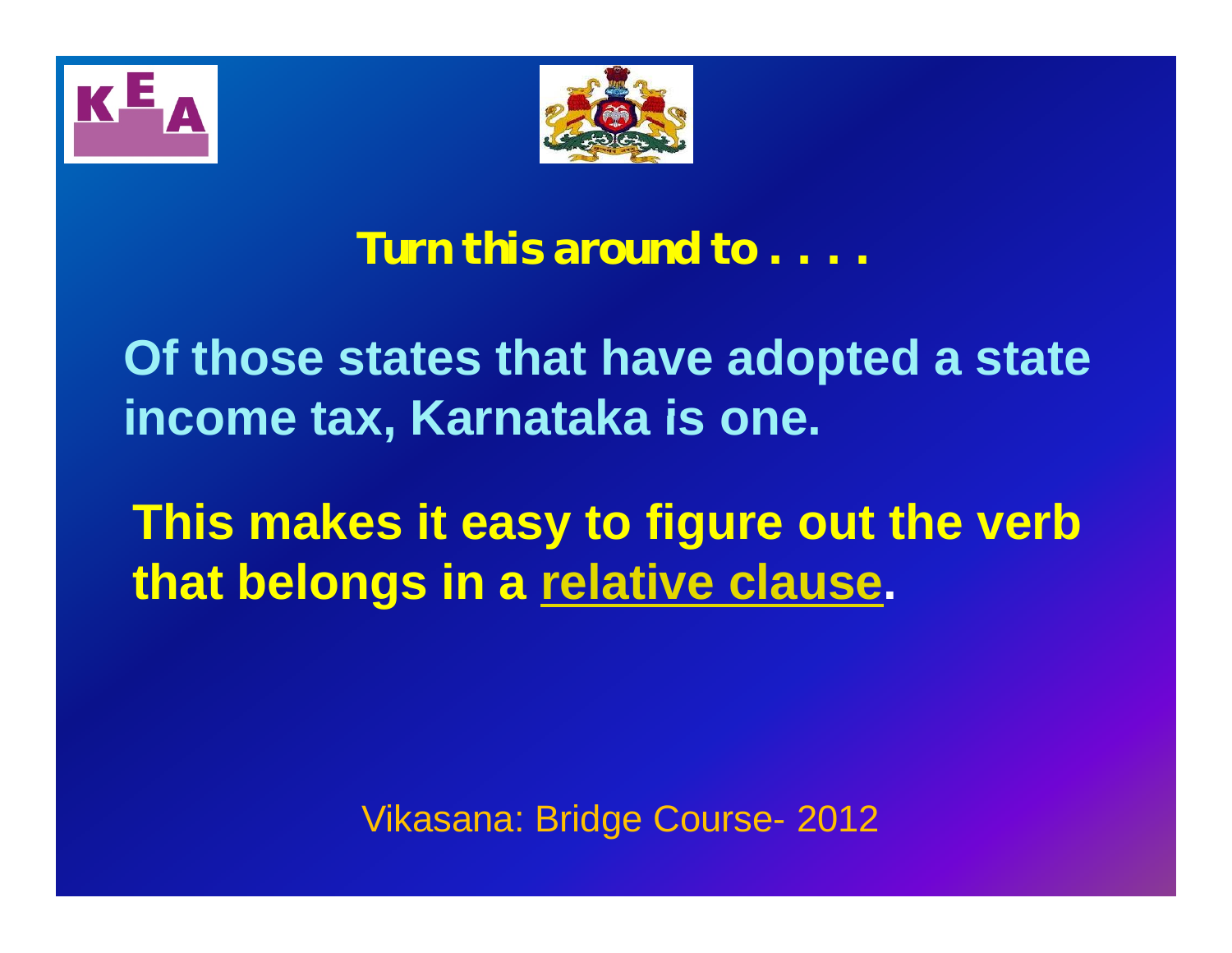## Turn this around to . . . .

**Of those states that have adopted a state income tax, Karnataka is one.**

**This makes it easy to figure out the verb that belongs in a relative clause.**

Vikasana: Bridge Course- 2012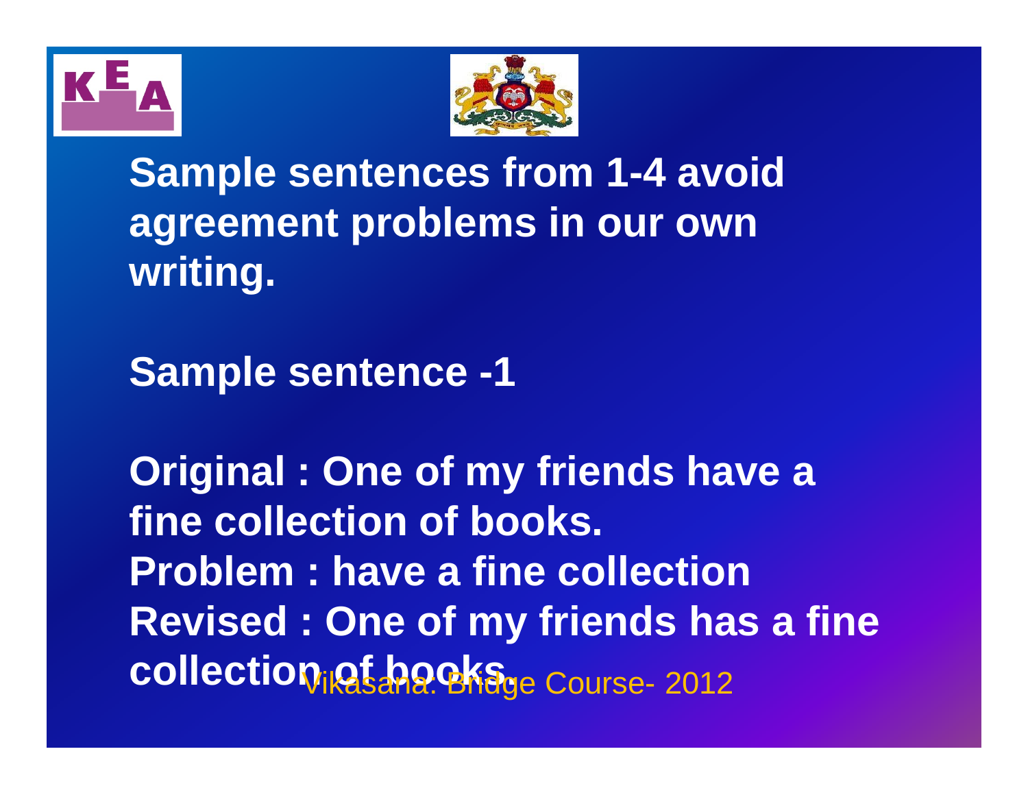**Sample sentences from 1-4 avoid agreement problems in our own writing.**

**Sample sentence -1**

**Original : One of my friends have a fine collection of books.**
**Problem : have a fine collection**
**Revised : One of my friends has a fine collection of books.**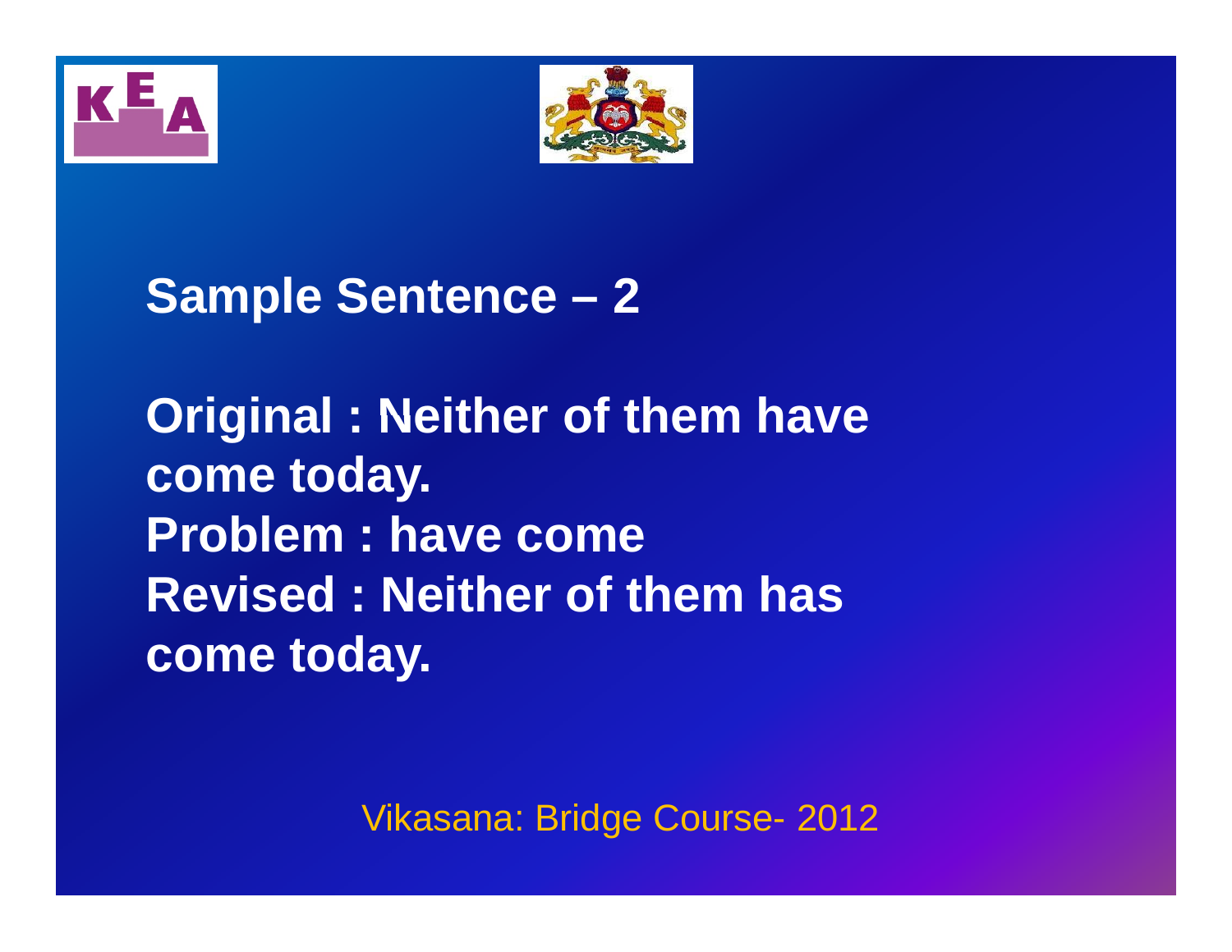## Sample Sentence – 2

**Original : Neither of them have come today.**
**Problem : have come**
**Revised : Neither of them has come today.**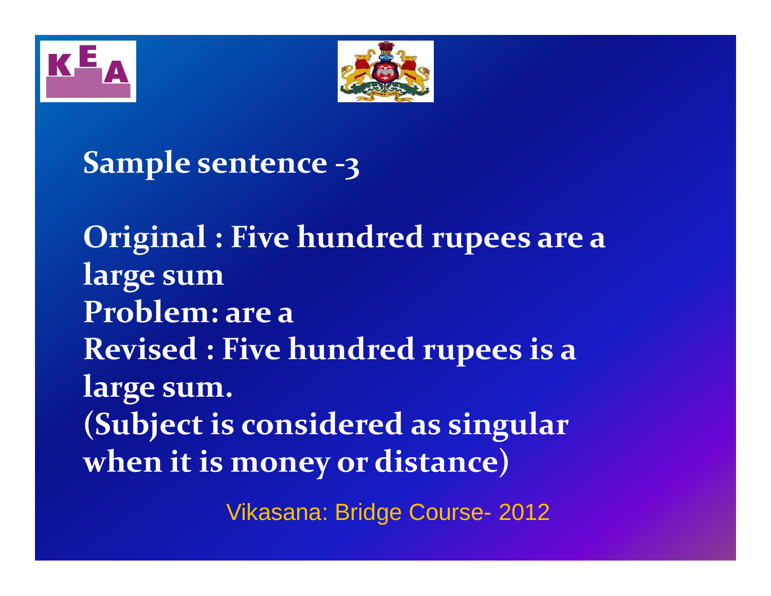## Sample sentence -3

**Original : Five hundred rupees are a large sum**
**Problem: are a**
**Revised : Five hundred rupees is a large sum.**
**(Subject is considered as singular when it is money or distance)**

Vikasana: Bridge Course- 2012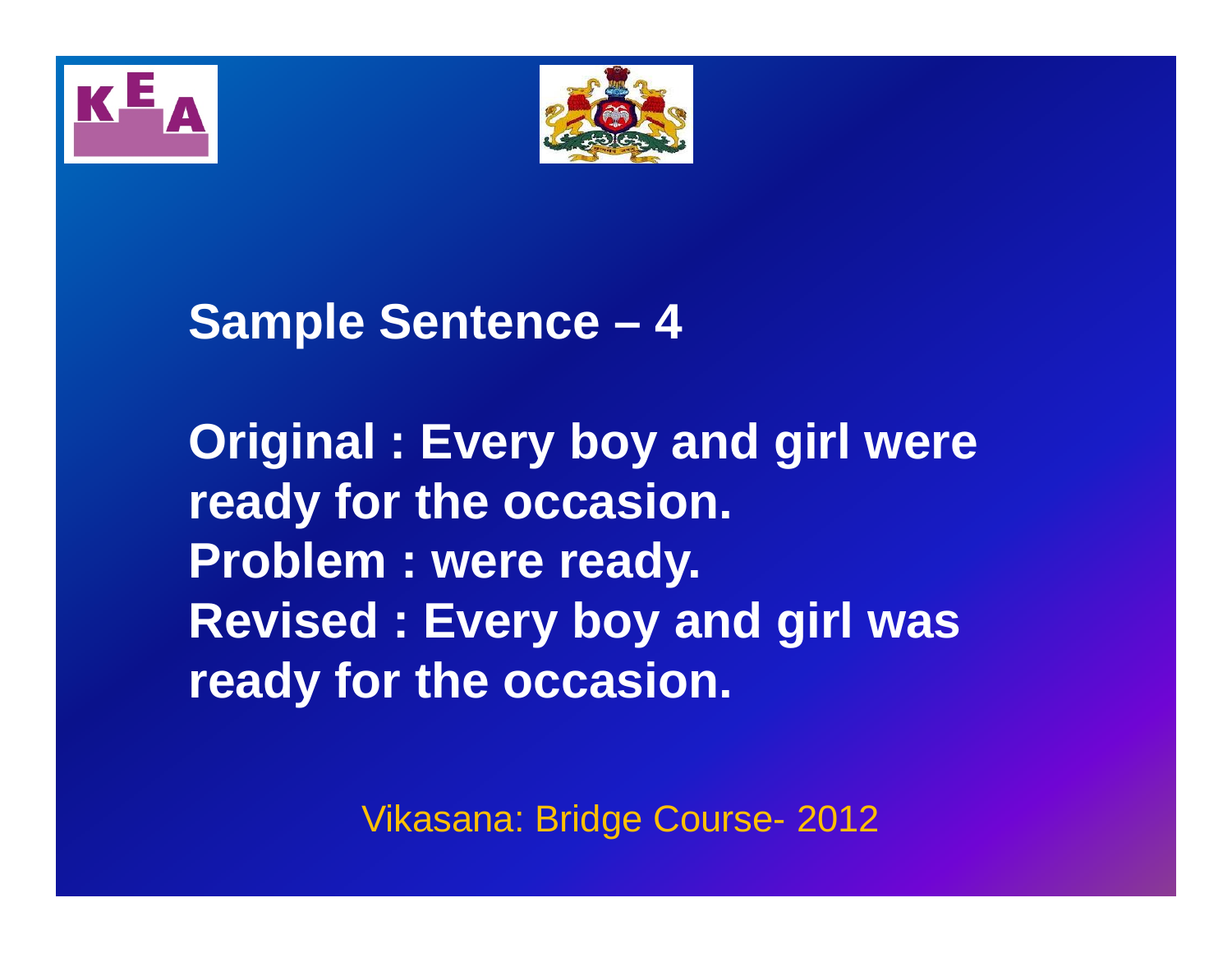## Sample Sentence – 4

**Original : Every boy and girl were ready for the occasion.**
**Problem : were ready.**
**Revised : Every boy and girl was ready for the occasion.**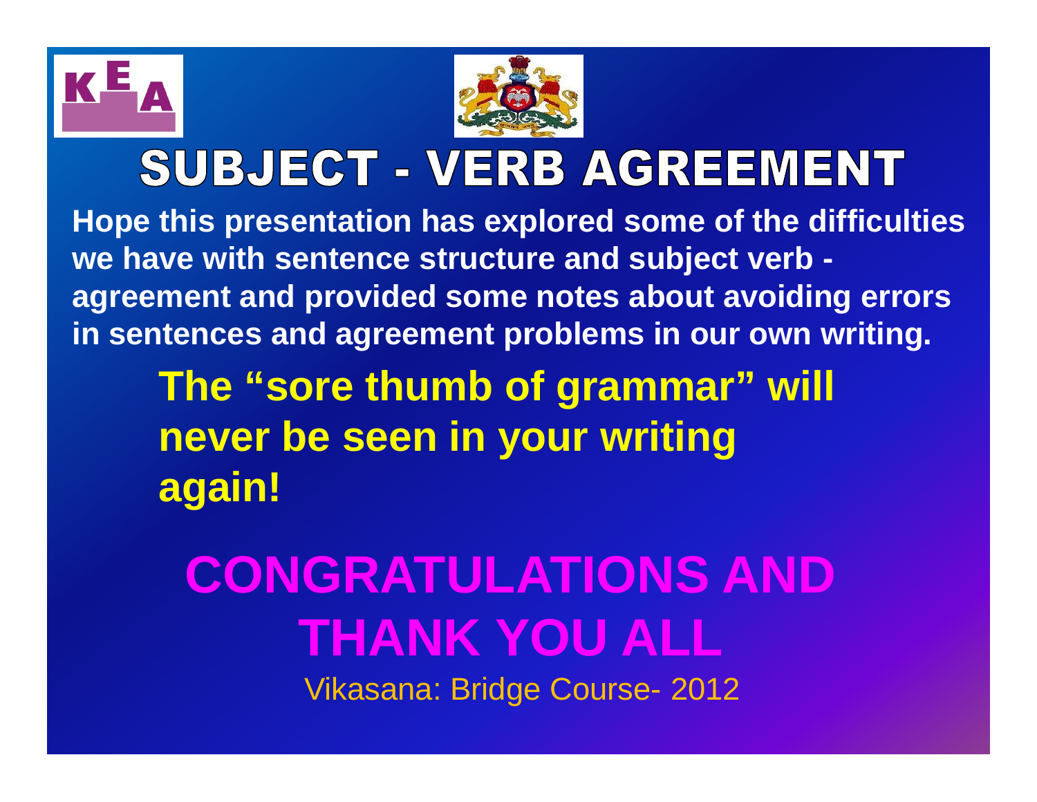# SUBJECT - VERB AGREEMENT

**Hope this presentation has explored some of the difficulties we have with sentence structure and subject verb - agreement and provided some notes about avoiding errors in sentences and agreement problems in our own writing.**

**The "sore thumb of grammar" will never be seen in your writing again!**

**CONGRATULATIONS AND THANK YOU ALL**

Vikasana: Bridge Course- 2012